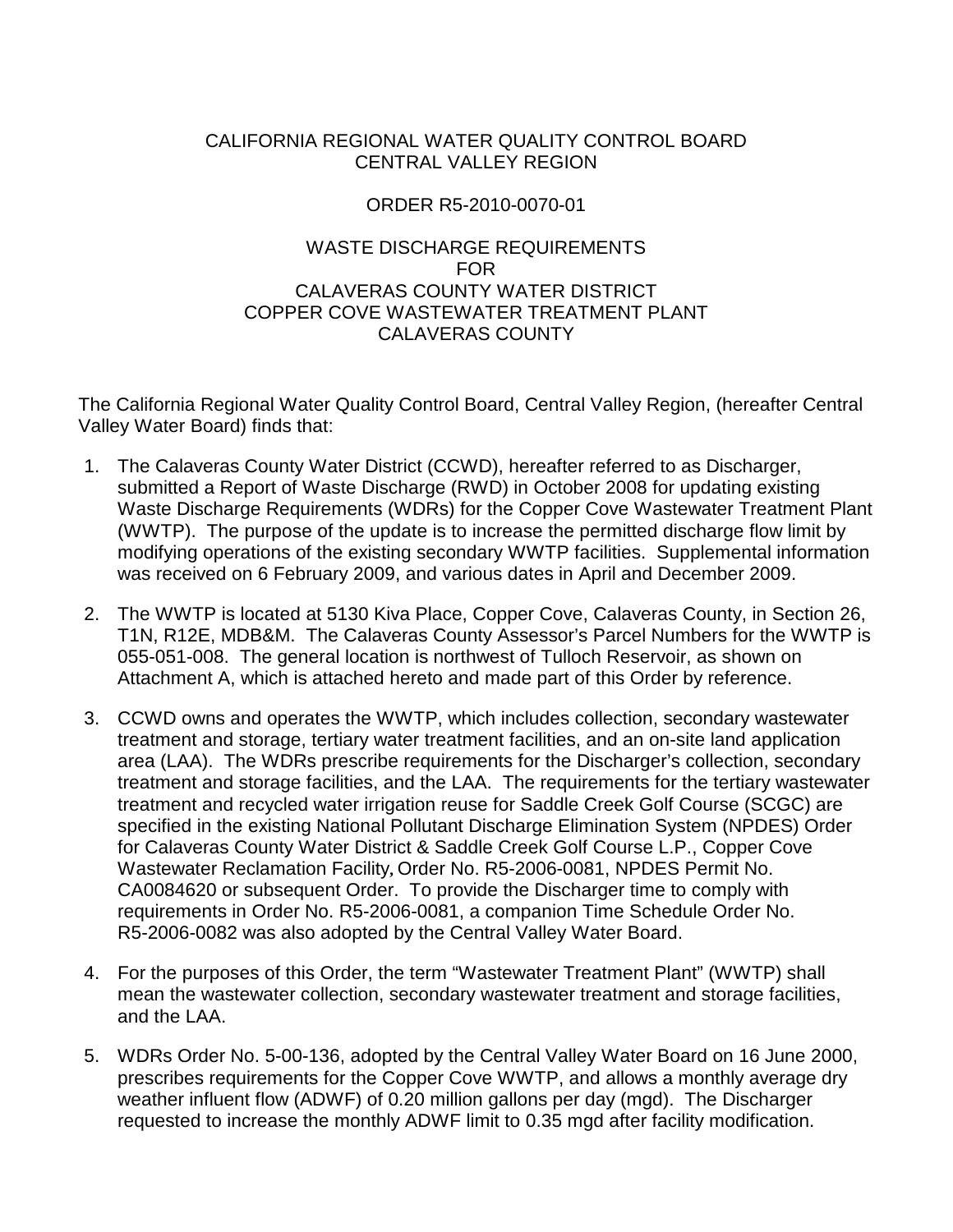CALIFORNIA REGIONAL WATER QUALITY CONTROL BOARD
CENTRAL VALLEY REGION

ORDER R5-2010-0070-01

WASTE DISCHARGE REQUIREMENTS
FOR
CALAVERAS COUNTY WATER DISTRICT
COPPER COVE WASTEWATER TREATMENT PLANT
CALAVERAS COUNTY

The California Regional Water Quality Control Board, Central Valley Region, (hereafter Central Valley Water Board) finds that:

1. The Calaveras County Water District (CCWD), hereafter referred to as Discharger, submitted a Report of Waste Discharge (RWD) in October 2008 for updating existing Waste Discharge Requirements (WDRs) for the Copper Cove Wastewater Treatment Plant (WWTP). The purpose of the update is to increase the permitted discharge flow limit by modifying operations of the existing secondary WWTP facilities. Supplemental information was received on 6 February 2009, and various dates in April and December 2009.

2. The WWTP is located at 5130 Kiva Place, Copper Cove, Calaveras County, in Section 26, T1N, R12E, MDB&M. The Calaveras County Assessor's Parcel Numbers for the WWTP is 055-051-008. The general location is northwest of Tulloch Reservoir, as shown on Attachment A, which is attached hereto and made part of this Order by reference.

3. CCWD owns and operates the WWTP, which includes collection, secondary wastewater treatment and storage, tertiary water treatment facilities, and an on-site land application area (LAA). The WDRs prescribe requirements for the Discharger's collection, secondary treatment and storage facilities, and the LAA. The requirements for the tertiary wastewater treatment and recycled water irrigation reuse for Saddle Creek Golf Course (SCGC) are specified in the existing National Pollutant Discharge Elimination System (NPDES) Order for Calaveras County Water District & Saddle Creek Golf Course L.P., Copper Cove Wastewater Reclamation Facility*,* Order No. R5-2006-0081, NPDES Permit No. CA0084620 or subsequent Order. To provide the Discharger time to comply with requirements in Order No. R5-2006-0081, a companion Time Schedule Order No. R5-2006-0082 was also adopted by the Central Valley Water Board.

4. For the purposes of this Order, the term "Wastewater Treatment Plant" (WWTP) shall mean the wastewater collection, secondary wastewater treatment and storage facilities, and the LAA.

5. WDRs Order No. 5-00-136, adopted by the Central Valley Water Board on 16 June 2000, prescribes requirements for the Copper Cove WWTP, and allows a monthly average dry weather influent flow (ADWF) of 0.20 million gallons per day (mgd). The Discharger requested to increase the monthly ADWF limit to 0.35 mgd after facility modification.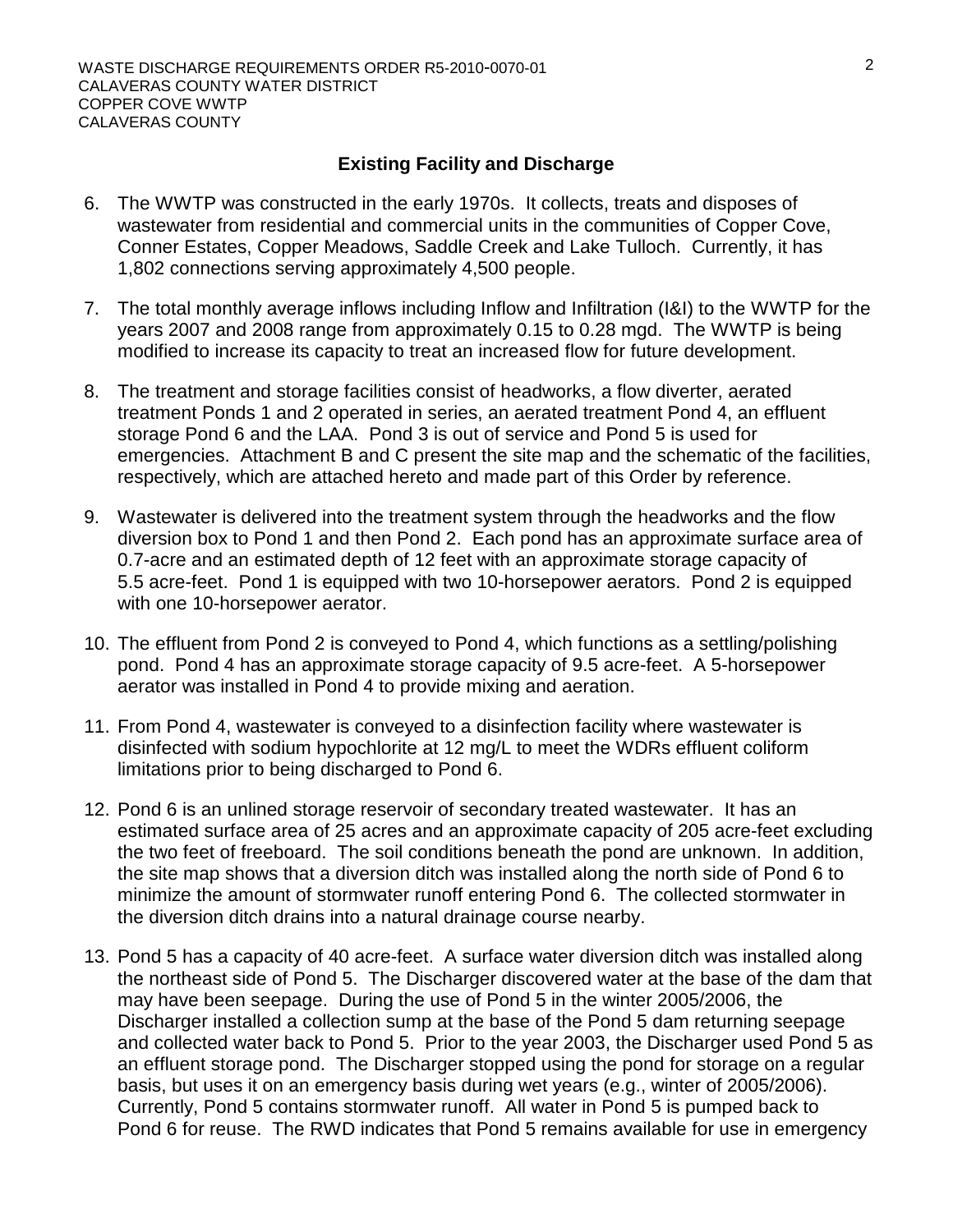## Existing Facility and Discharge

6. The WWTP was constructed in the early 1970s. It collects, treats and disposes of wastewater from residential and commercial units in the communities of Copper Cove, Conner Estates, Copper Meadows, Saddle Creek and Lake Tulloch. Currently, it has 1,802 connections serving approximately 4,500 people.

7. The total monthly average inflows including Inflow and Infiltration (I&I) to the WWTP for the years 2007 and 2008 range from approximately 0.15 to 0.28 mgd. The WWTP is being modified to increase its capacity to treat an increased flow for future development.

8. The treatment and storage facilities consist of headworks, a flow diverter, aerated treatment Ponds 1 and 2 operated in series, an aerated treatment Pond 4, an effluent storage Pond 6 and the LAA. Pond 3 is out of service and Pond 5 is used for emergencies. Attachment B and C present the site map and the schematic of the facilities, respectively, which are attached hereto and made part of this Order by reference.

9. Wastewater is delivered into the treatment system through the headworks and the flow diversion box to Pond 1 and then Pond 2. Each pond has an approximate surface area of 0.7-acre and an estimated depth of 12 feet with an approximate storage capacity of 5.5 acre-feet. Pond 1 is equipped with two 10-horsepower aerators. Pond 2 is equipped with one 10-horsepower aerator.

10. The effluent from Pond 2 is conveyed to Pond 4, which functions as a settling/polishing pond. Pond 4 has an approximate storage capacity of 9.5 acre-feet. A 5-horsepower aerator was installed in Pond 4 to provide mixing and aeration.

11. From Pond 4, wastewater is conveyed to a disinfection facility where wastewater is disinfected with sodium hypochlorite at 12 mg/L to meet the WDRs effluent coliform limitations prior to being discharged to Pond 6.

12. Pond 6 is an unlined storage reservoir of secondary treated wastewater. It has an estimated surface area of 25 acres and an approximate capacity of 205 acre-feet excluding the two feet of freeboard. The soil conditions beneath the pond are unknown. In addition, the site map shows that a diversion ditch was installed along the north side of Pond 6 to minimize the amount of stormwater runoff entering Pond 6. The collected stormwater in the diversion ditch drains into a natural drainage course nearby.

13. Pond 5 has a capacity of 40 acre-feet. A surface water diversion ditch was installed along the northeast side of Pond 5. The Discharger discovered water at the base of the dam that may have been seepage. During the use of Pond 5 in the winter 2005/2006, the Discharger installed a collection sump at the base of the Pond 5 dam returning seepage and collected water back to Pond 5. Prior to the year 2003, the Discharger used Pond 5 as an effluent storage pond. The Discharger stopped using the pond for storage on a regular basis, but uses it on an emergency basis during wet years (e.g., winter of 2005/2006). Currently, Pond 5 contains stormwater runoff. All water in Pond 5 is pumped back to Pond 6 for reuse. The RWD indicates that Pond 5 remains available for use in emergency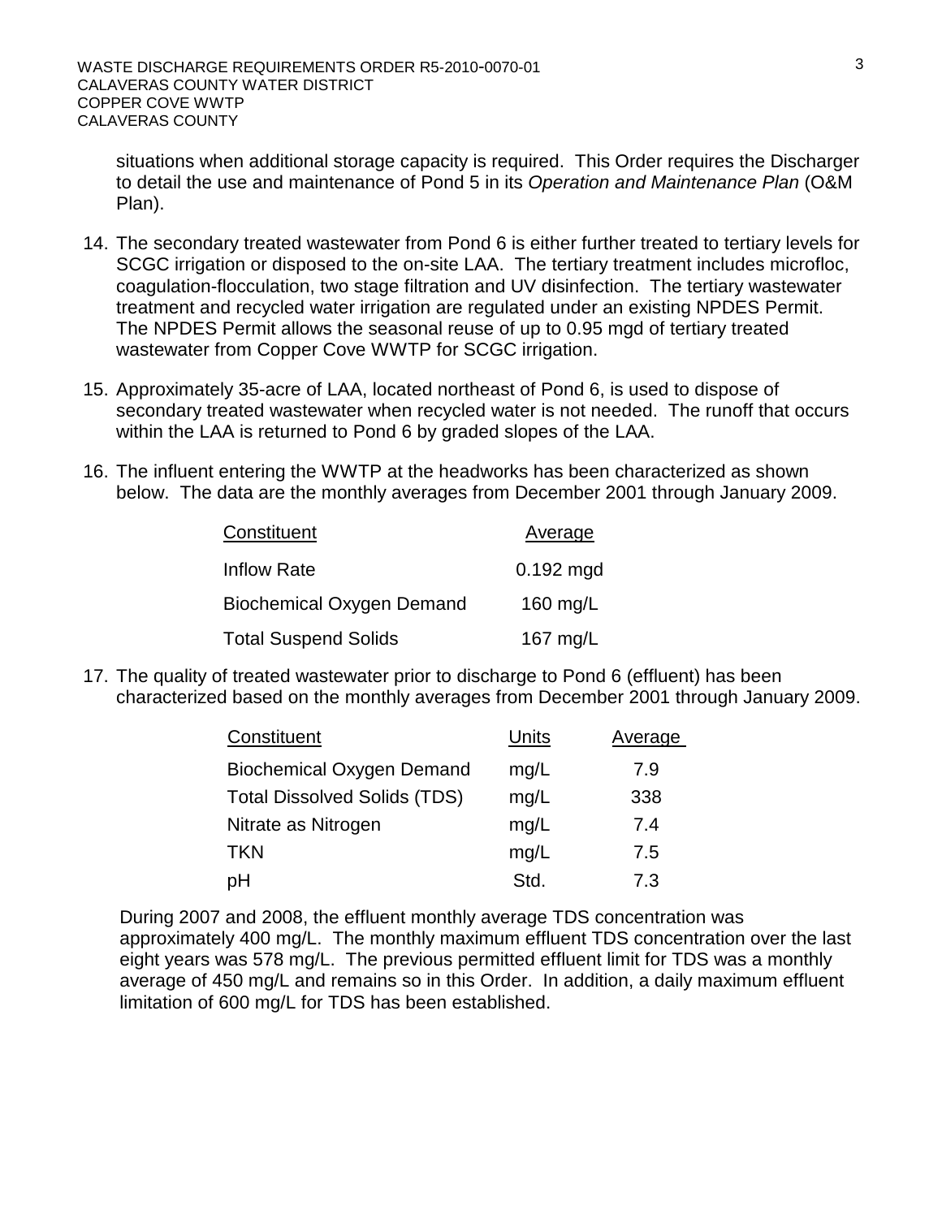situations when additional storage capacity is required. This Order requires the Discharger to detail the use and maintenance of Pond 5 in its *Operation and Maintenance Plan* (O&M Plan).

14. The secondary treated wastewater from Pond 6 is either further treated to tertiary levels for SCGC irrigation or disposed to the on-site LAA. The tertiary treatment includes microfloc, coagulation-flocculation, two stage filtration and UV disinfection. The tertiary wastewater treatment and recycled water irrigation are regulated under an existing NPDES Permit. The NPDES Permit allows the seasonal reuse of up to 0.95 mgd of tertiary treated wastewater from Copper Cove WWTP for SCGC irrigation.

15. Approximately 35-acre of LAA, located northeast of Pond 6, is used to dispose of secondary treated wastewater when recycled water is not needed. The runoff that occurs within the LAA is returned to Pond 6 by graded slopes of the LAA.

16. The influent entering the WWTP at the headworks has been characterized as shown below. The data are the monthly averages from December 2001 through January 2009.

| Constituent | Average |
|---|---|
| Inflow Rate | 0.192 mgd |
| Biochemical Oxygen Demand | 160 mg/L |
| Total Suspend Solids | 167 mg/L |

17. The quality of treated wastewater prior to discharge to Pond 6 (effluent) has been characterized based on the monthly averages from December 2001 through January 2009.

| Constituent | Units | Average |
|---|---|---|
| Biochemical Oxygen Demand | mg/L | 7.9 |
| Total Dissolved Solids (TDS) | mg/L | 338 |
| Nitrate as Nitrogen | mg/L | 7.4 |
| TKN | mg/L | 7.5 |
| pH | Std. | 7.3 |

During 2007 and 2008, the effluent monthly average TDS concentration was approximately 400 mg/L. The monthly maximum effluent TDS concentration over the last eight years was 578 mg/L. The previous permitted effluent limit for TDS was a monthly average of 450 mg/L and remains so in this Order. In addition, a daily maximum effluent limitation of 600 mg/L for TDS has been established.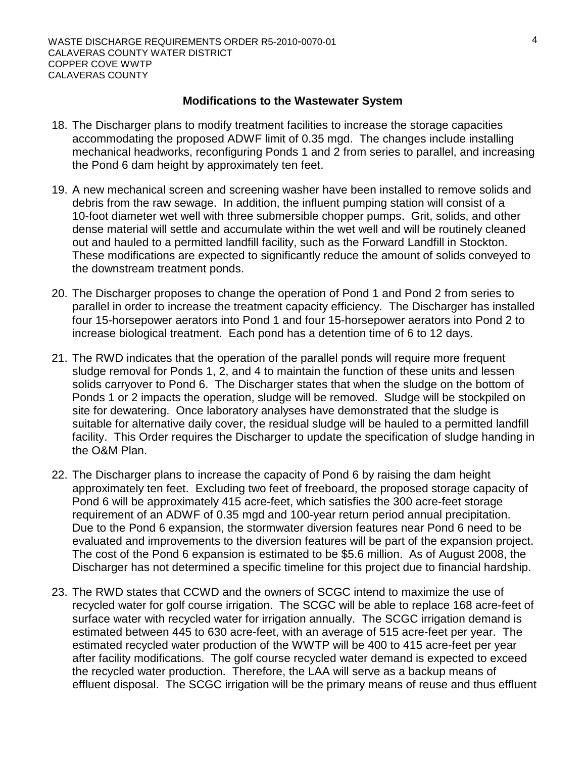### Modifications to the Wastewater System

18. The Discharger plans to modify treatment facilities to increase the storage capacities accommodating the proposed ADWF limit of 0.35 mgd. The changes include installing mechanical headworks, reconfiguring Ponds 1 and 2 from series to parallel, and increasing the Pond 6 dam height by approximately ten feet.

19. A new mechanical screen and screening washer have been installed to remove solids and debris from the raw sewage. In addition, the influent pumping station will consist of a 10-foot diameter wet well with three submersible chopper pumps. Grit, solids, and other dense material will settle and accumulate within the wet well and will be routinely cleaned out and hauled to a permitted landfill facility, such as the Forward Landfill in Stockton. These modifications are expected to significantly reduce the amount of solids conveyed to the downstream treatment ponds.

20. The Discharger proposes to change the operation of Pond 1 and Pond 2 from series to parallel in order to increase the treatment capacity efficiency. The Discharger has installed four 15-horsepower aerators into Pond 1 and four 15-horsepower aerators into Pond 2 to increase biological treatment. Each pond has a detention time of 6 to 12 days.

21. The RWD indicates that the operation of the parallel ponds will require more frequent sludge removal for Ponds 1, 2, and 4 to maintain the function of these units and lessen solids carryover to Pond 6. The Discharger states that when the sludge on the bottom of Ponds 1 or 2 impacts the operation, sludge will be removed. Sludge will be stockpiled on site for dewatering. Once laboratory analyses have demonstrated that the sludge is suitable for alternative daily cover, the residual sludge will be hauled to a permitted landfill facility. This Order requires the Discharger to update the specification of sludge handing in the O&M Plan.

22. The Discharger plans to increase the capacity of Pond 6 by raising the dam height approximately ten feet. Excluding two feet of freeboard, the proposed storage capacity of Pond 6 will be approximately 415 acre-feet, which satisfies the 300 acre-feet storage requirement of an ADWF of 0.35 mgd and 100-year return period annual precipitation. Due to the Pond 6 expansion, the stormwater diversion features near Pond 6 need to be evaluated and improvements to the diversion features will be part of the expansion project. The cost of the Pond 6 expansion is estimated to be $5.6 million. As of August 2008, the Discharger has not determined a specific timeline for this project due to financial hardship.

23. The RWD states that CCWD and the owners of SCGC intend to maximize the use of recycled water for golf course irrigation. The SCGC will be able to replace 168 acre-feet of surface water with recycled water for irrigation annually. The SCGC irrigation demand is estimated between 445 to 630 acre-feet, with an average of 515 acre-feet per year. The estimated recycled water production of the WWTP will be 400 to 415 acre-feet per year after facility modifications. The golf course recycled water demand is expected to exceed the recycled water production. Therefore, the LAA will serve as a backup means of effluent disposal. The SCGC irrigation will be the primary means of reuse and thus effluent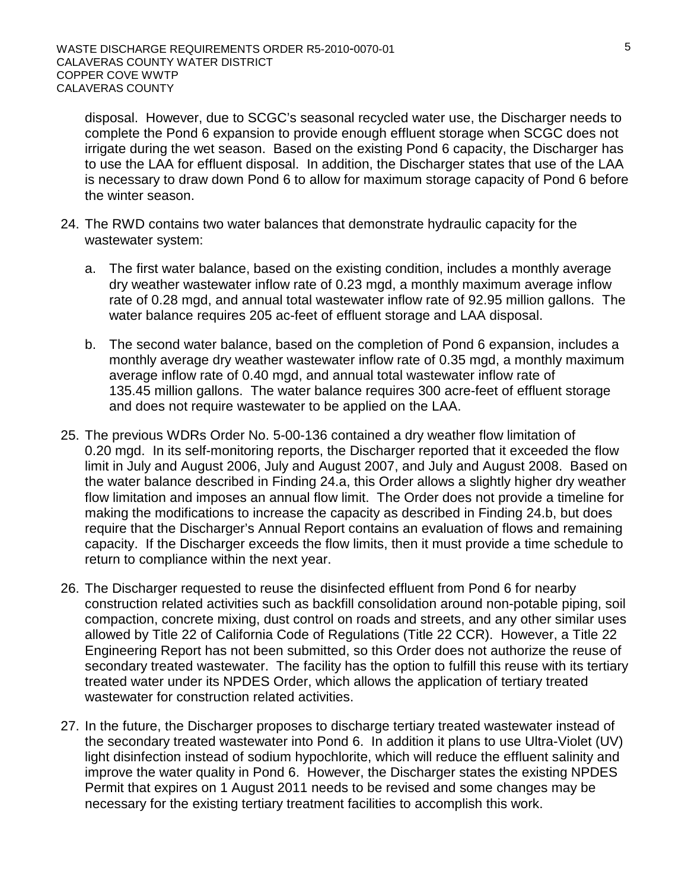disposal. However, due to SCGC's seasonal recycled water use, the Discharger needs to complete the Pond 6 expansion to provide enough effluent storage when SCGC does not irrigate during the wet season. Based on the existing Pond 6 capacity, the Discharger has to use the LAA for effluent disposal. In addition, the Discharger states that use of the LAA is necessary to draw down Pond 6 to allow for maximum storage capacity of Pond 6 before the winter season.

24. The RWD contains two water balances that demonstrate hydraulic capacity for the wastewater system:

    a. The first water balance, based on the existing condition, includes a monthly average dry weather wastewater inflow rate of 0.23 mgd, a monthly maximum average inflow rate of 0.28 mgd, and annual total wastewater inflow rate of 92.95 million gallons. The water balance requires 205 ac-feet of effluent storage and LAA disposal.

    b. The second water balance, based on the completion of Pond 6 expansion, includes a monthly average dry weather wastewater inflow rate of 0.35 mgd, a monthly maximum average inflow rate of 0.40 mgd, and annual total wastewater inflow rate of 135.45 million gallons. The water balance requires 300 acre-feet of effluent storage and does not require wastewater to be applied on the LAA.

25. The previous WDRs Order No. 5-00-136 contained a dry weather flow limitation of 0.20 mgd. In its self-monitoring reports, the Discharger reported that it exceeded the flow limit in July and August 2006, July and August 2007, and July and August 2008. Based on the water balance described in Finding 24.a, this Order allows a slightly higher dry weather flow limitation and imposes an annual flow limit. The Order does not provide a timeline for making the modifications to increase the capacity as described in Finding 24.b, but does require that the Discharger's Annual Report contains an evaluation of flows and remaining capacity. If the Discharger exceeds the flow limits, then it must provide a time schedule to return to compliance within the next year.

26. The Discharger requested to reuse the disinfected effluent from Pond 6 for nearby construction related activities such as backfill consolidation around non-potable piping, soil compaction, concrete mixing, dust control on roads and streets, and any other similar uses allowed by Title 22 of California Code of Regulations (Title 22 CCR). However, a Title 22 Engineering Report has not been submitted, so this Order does not authorize the reuse of secondary treated wastewater. The facility has the option to fulfill this reuse with its tertiary treated water under its NPDES Order, which allows the application of tertiary treated wastewater for construction related activities.

27. In the future, the Discharger proposes to discharge tertiary treated wastewater instead of the secondary treated wastewater into Pond 6. In addition it plans to use Ultra-Violet (UV) light disinfection instead of sodium hypochlorite, which will reduce the effluent salinity and improve the water quality in Pond 6. However, the Discharger states the existing NPDES Permit that expires on 1 August 2011 needs to be revised and some changes may be necessary for the existing tertiary treatment facilities to accomplish this work.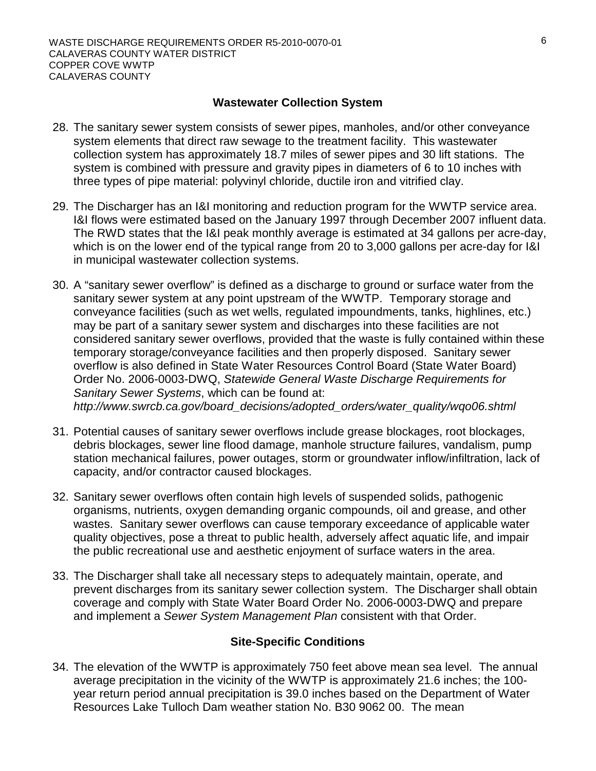## Wastewater Collection System

28. The sanitary sewer system consists of sewer pipes, manholes, and/or other conveyance system elements that direct raw sewage to the treatment facility. This wastewater collection system has approximately 18.7 miles of sewer pipes and 30 lift stations. The system is combined with pressure and gravity pipes in diameters of 6 to 10 inches with three types of pipe material: polyvinyl chloride, ductile iron and vitrified clay.

29. The Discharger has an I&I monitoring and reduction program for the WWTP service area. I&I flows were estimated based on the January 1997 through December 2007 influent data. The RWD states that the I&I peak monthly average is estimated at 34 gallons per acre-day, which is on the lower end of the typical range from 20 to 3,000 gallons per acre-day for I&I in municipal wastewater collection systems.

30. A "sanitary sewer overflow" is defined as a discharge to ground or surface water from the sanitary sewer system at any point upstream of the WWTP. Temporary storage and conveyance facilities (such as wet wells, regulated impoundments, tanks, highlines, etc.) may be part of a sanitary sewer system and discharges into these facilities are not considered sanitary sewer overflows, provided that the waste is fully contained within these temporary storage/conveyance facilities and then properly disposed. Sanitary sewer overflow is also defined in State Water Resources Control Board (State Water Board) Order No. 2006-0003-DWQ, *Statewide General Waste Discharge Requirements for Sanitary Sewer Systems*, which can be found at: *http://www.swrcb.ca.gov/board_decisions/adopted_orders/water_quality/wqo06.shtml*

31. Potential causes of sanitary sewer overflows include grease blockages, root blockages, debris blockages, sewer line flood damage, manhole structure failures, vandalism, pump station mechanical failures, power outages, storm or groundwater inflow/infiltration, lack of capacity, and/or contractor caused blockages.

32. Sanitary sewer overflows often contain high levels of suspended solids, pathogenic organisms, nutrients, oxygen demanding organic compounds, oil and grease, and other wastes. Sanitary sewer overflows can cause temporary exceedance of applicable water quality objectives, pose a threat to public health, adversely affect aquatic life, and impair the public recreational use and aesthetic enjoyment of surface waters in the area.

33. The Discharger shall take all necessary steps to adequately maintain, operate, and prevent discharges from its sanitary sewer collection system. The Discharger shall obtain coverage and comply with State Water Board Order No. 2006-0003-DWQ and prepare and implement a *Sewer System Management Plan* consistent with that Order.

## Site-Specific Conditions

34. The elevation of the WWTP is approximately 750 feet above mean sea level. The annual average precipitation in the vicinity of the WWTP is approximately 21.6 inches; the 100-year return period annual precipitation is 39.0 inches based on the Department of Water Resources Lake Tulloch Dam weather station No. B30 9062 00. The mean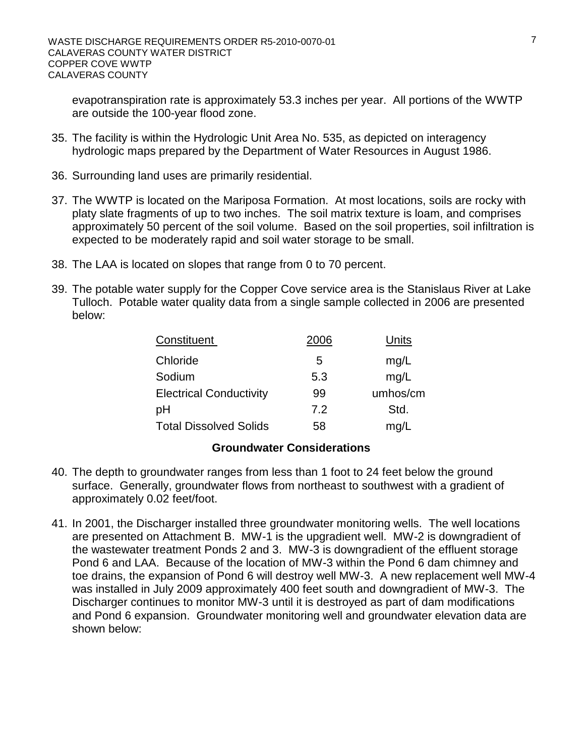evapotranspiration rate is approximately 53.3 inches per year. All portions of the WWTP are outside the 100-year flood zone.

35. The facility is within the Hydrologic Unit Area No. 535, as depicted on interagency hydrologic maps prepared by the Department of Water Resources in August 1986.

36. Surrounding land uses are primarily residential.

37. The WWTP is located on the Mariposa Formation. At most locations, soils are rocky with platy slate fragments of up to two inches. The soil matrix texture is loam, and comprises approximately 50 percent of the soil volume. Based on the soil properties, soil infiltration is expected to be moderately rapid and soil water storage to be small.

38. The LAA is located on slopes that range from 0 to 70 percent.

39. The potable water supply for the Copper Cove service area is the Stanislaus River at Lake Tulloch. Potable water quality data from a single sample collected in 2006 are presented below:

| Constituent | 2006 | Units |
|---|---|---|
| Chloride | 5 | mg/L |
| Sodium | 5.3 | mg/L |
| Electrical Conductivity | 99 | umhos/cm |
| pH | 7.2 | Std. |
| Total Dissolved Solids | 58 | mg/L |

## Groundwater Considerations

40. The depth to groundwater ranges from less than 1 foot to 24 feet below the ground surface. Generally, groundwater flows from northeast to southwest with a gradient of approximately 0.02 feet/foot.

41. In 2001, the Discharger installed three groundwater monitoring wells. The well locations are presented on Attachment B. MW-1 is the upgradient well. MW-2 is downgradient of the wastewater treatment Ponds 2 and 3. MW-3 is downgradient of the effluent storage Pond 6 and LAA. Because of the location of MW-3 within the Pond 6 dam chimney and toe drains, the expansion of Pond 6 will destroy well MW-3. A new replacement well MW-4 was installed in July 2009 approximately 400 feet south and downgradient of MW-3. The Discharger continues to monitor MW-3 until it is destroyed as part of dam modifications and Pond 6 expansion. Groundwater monitoring well and groundwater elevation data are shown below: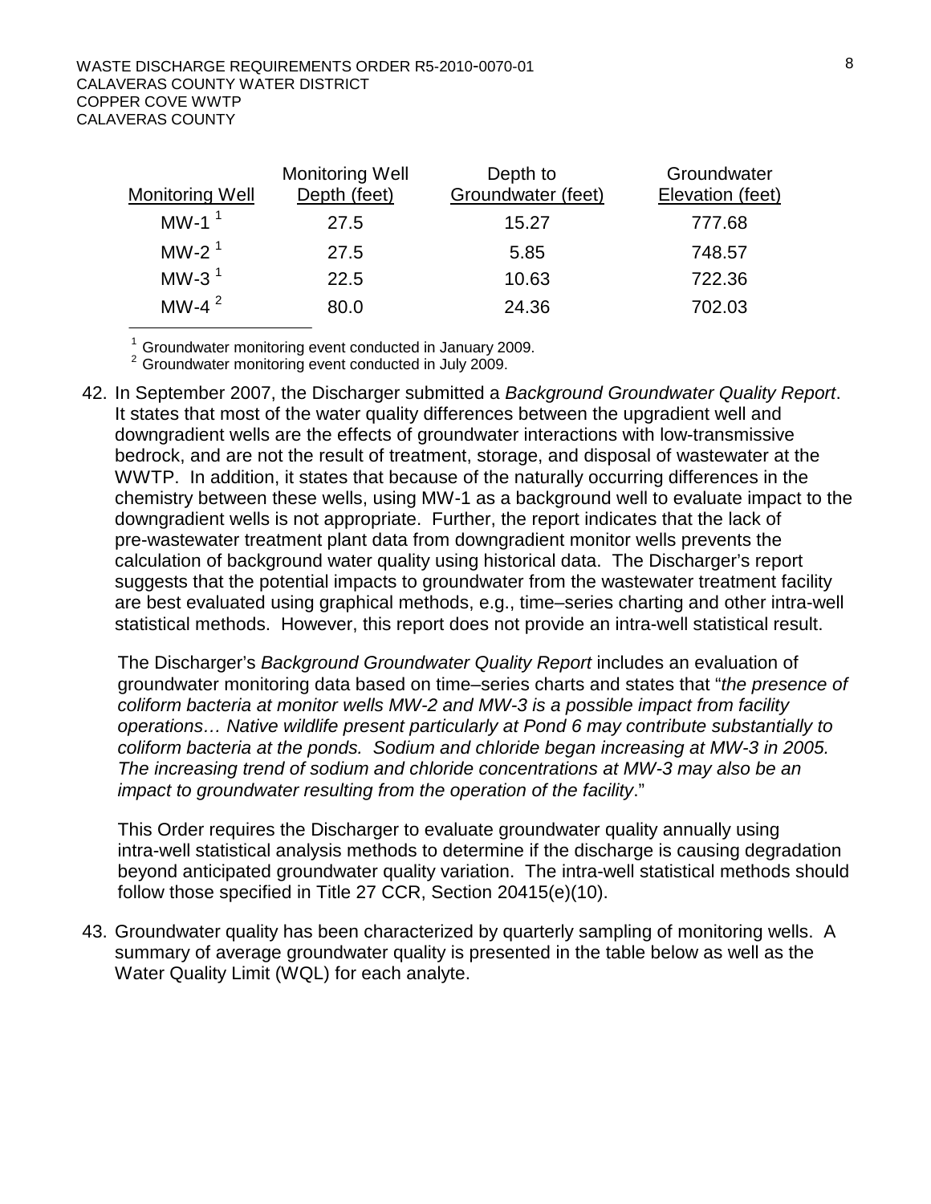| Monitoring Well | Monitoring Well Depth (feet) | Depth to Groundwater (feet) | Groundwater Elevation (feet) |
|---|---|---|---|
| MW-1 [1] | 27.5 | 15.27 | 777.68 |
| MW-2 [1] | 27.5 | 5.85 | 748.57 |
| MW-3 [1] | 22.5 | 10.63 | 722.36 |
| MW-4 [2] | 80.0 | 24.36 | 702.03 |

[1] Groundwater monitoring event conducted in January 2009.
[2] Groundwater monitoring event conducted in July 2009.

42. In September 2007, the Discharger submitted a *Background Groundwater Quality Report*. It states that most of the water quality differences between the upgradient well and downgradient wells are the effects of groundwater interactions with low-transmissive bedrock, and are not the result of treatment, storage, and disposal of wastewater at the WWTP. In addition, it states that because of the naturally occurring differences in the chemistry between these wells, using MW-1 as a background well to evaluate impact to the downgradient wells is not appropriate. Further, the report indicates that the lack of pre-wastewater treatment plant data from downgradient monitor wells prevents the calculation of background water quality using historical data. The Discharger's report suggests that the potential impacts to groundwater from the wastewater treatment facility are best evaluated using graphical methods, e.g., time–series charting and other intra-well statistical methods. However, this report does not provide an intra-well statistical result.

    The Discharger's *Background Groundwater Quality Report* includes an evaluation of groundwater monitoring data based on time–series charts and states that "*the presence of coliform bacteria at monitor wells MW-2 and MW-3 is a possible impact from facility operations… Native wildlife present particularly at Pond 6 may contribute substantially to coliform bacteria at the ponds. Sodium and chloride began increasing at MW-3 in 2005. The increasing trend of sodium and chloride concentrations at MW-3 may also be an impact to groundwater resulting from the operation of the facility*."

    This Order requires the Discharger to evaluate groundwater quality annually using intra-well statistical analysis methods to determine if the discharge is causing degradation beyond anticipated groundwater quality variation. The intra-well statistical methods should follow those specified in Title 27 CCR, Section 20415(e)(10).

43. Groundwater quality has been characterized by quarterly sampling of monitoring wells. A summary of average groundwater quality is presented in the table below as well as the Water Quality Limit (WQL) for each analyte.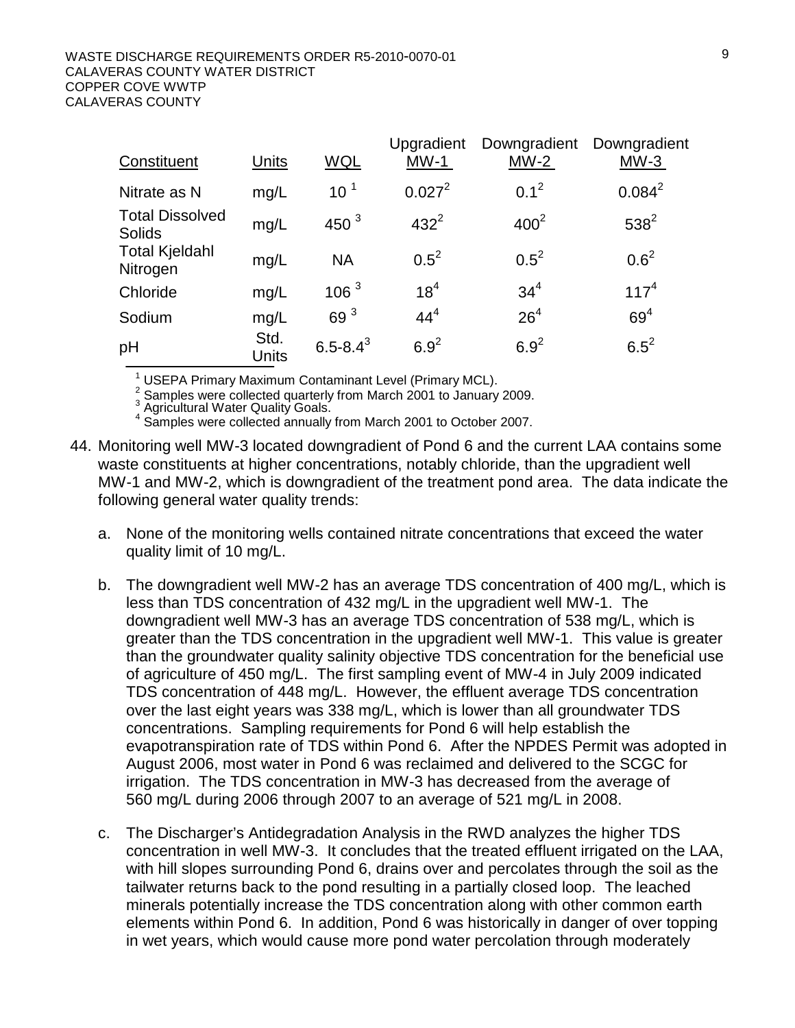| Constituent | Units | WQL | Upgradient MW-1 | Downgradient MW-2 | Downgradient MW-3 |
|---|---|---|---|---|---|
| Nitrate as N | mg/L | 10 [1] | 0.027 [2] | 0.1 [2] | 0.084 [2] |
| Total Dissolved Solids | mg/L | 450 [3] | 432 [2] | 400 [2] | 538 [2] |
| Total Kjeldahl Nitrogen | mg/L | NA | 0.5 [2] | 0.5 [2] | 0.6 [2] |
| Chloride | mg/L | 106 [3] | 18 [4] | 34 [4] | 117 [4] |
| Sodium | mg/L | 69 [3] | 44 [4] | 26 [4] | 69 [4] |
| pH | Std. Units | 6.5-8.4 [3] | 6.9 [2] | 6.9 [2] | 6.5 [2] |

[1] USEPA Primary Maximum Contaminant Level (Primary MCL).
[2] Samples were collected quarterly from March 2001 to January 2009.
[3] Agricultural Water Quality Goals.
[4] Samples were collected annually from March 2001 to October 2007.

44. Monitoring well MW-3 located downgradient of Pond 6 and the current LAA contains some waste constituents at higher concentrations, notably chloride, than the upgradient well MW-1 and MW-2, which is downgradient of the treatment pond area. The data indicate the following general water quality trends:

    a. None of the monitoring wells contained nitrate concentrations that exceed the water quality limit of 10 mg/L.

    b. The downgradient well MW-2 has an average TDS concentration of 400 mg/L, which is less than TDS concentration of 432 mg/L in the upgradient well MW-1. The downgradient well MW-3 has an average TDS concentration of 538 mg/L, which is greater than the TDS concentration in the upgradient well MW-1. This value is greater than the groundwater quality salinity objective TDS concentration for the beneficial use of agriculture of 450 mg/L. The first sampling event of MW-4 in July 2009 indicated TDS concentration of 448 mg/L. However, the effluent average TDS concentration over the last eight years was 338 mg/L, which is lower than all groundwater TDS concentrations. Sampling requirements for Pond 6 will help establish the evapotranspiration rate of TDS within Pond 6. After the NPDES Permit was adopted in August 2006, most water in Pond 6 was reclaimed and delivered to the SCGC for irrigation. The TDS concentration in MW-3 has decreased from the average of 560 mg/L during 2006 through 2007 to an average of 521 mg/L in 2008.

    c. The Discharger's Antidegradation Analysis in the RWD analyzes the higher TDS concentration in well MW-3. It concludes that the treated effluent irrigated on the LAA, with hill slopes surrounding Pond 6, drains over and percolates through the soil as the tailwater returns back to the pond resulting in a partially closed loop. The leached minerals potentially increase the TDS concentration along with other common earth elements within Pond 6. In addition, Pond 6 was historically in danger of over topping in wet years, which would cause more pond water percolation through moderately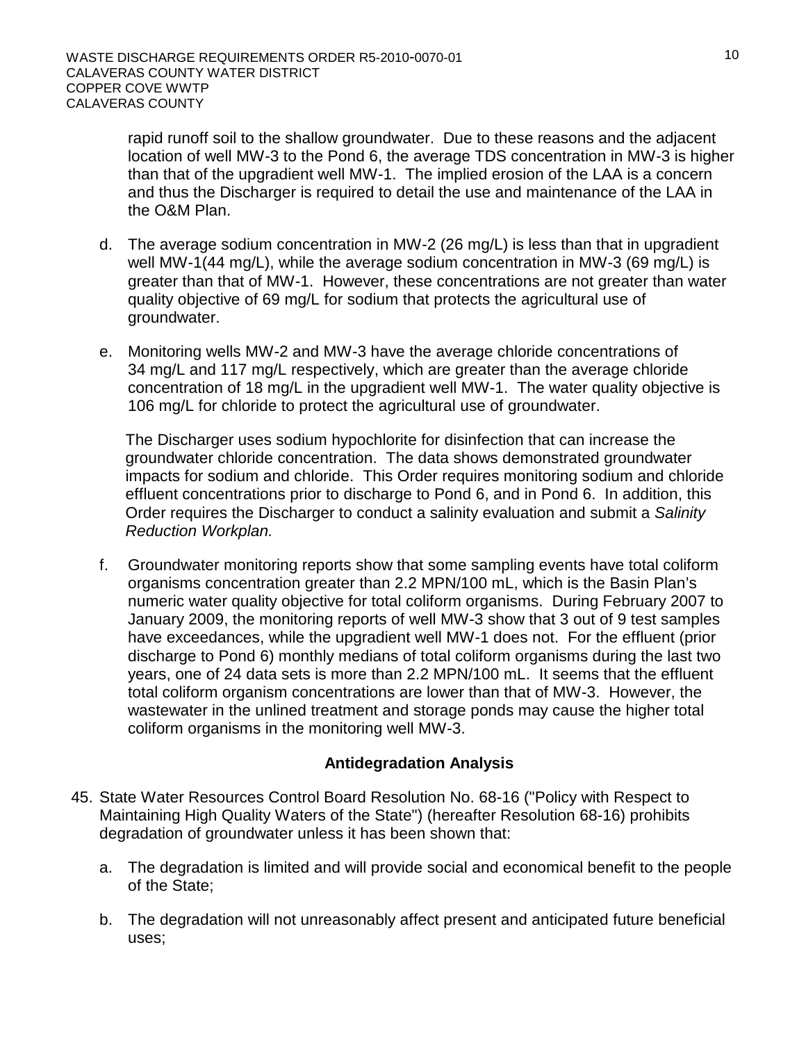rapid runoff soil to the shallow groundwater. Due to these reasons and the adjacent location of well MW-3 to the Pond 6, the average TDS concentration in MW-3 is higher than that of the upgradient well MW-1. The implied erosion of the LAA is a concern and thus the Discharger is required to detail the use and maintenance of the LAA in the O&M Plan.

d. The average sodium concentration in MW-2 (26 mg/L) is less than that in upgradient well MW-1(44 mg/L), while the average sodium concentration in MW-3 (69 mg/L) is greater than that of MW-1. However, these concentrations are not greater than water quality objective of 69 mg/L for sodium that protects the agricultural use of groundwater.

e. Monitoring wells MW-2 and MW-3 have the average chloride concentrations of 34 mg/L and 117 mg/L respectively, which are greater than the average chloride concentration of 18 mg/L in the upgradient well MW-1. The water quality objective is 106 mg/L for chloride to protect the agricultural use of groundwater.

   The Discharger uses sodium hypochlorite for disinfection that can increase the groundwater chloride concentration. The data shows demonstrated groundwater impacts for sodium and chloride. This Order requires monitoring sodium and chloride effluent concentrations prior to discharge to Pond 6, and in Pond 6. In addition, this Order requires the Discharger to conduct a salinity evaluation and submit a *Salinity Reduction Workplan.*

f. Groundwater monitoring reports show that some sampling events have total coliform organisms concentration greater than 2.2 MPN/100 mL, which is the Basin Plan's numeric water quality objective for total coliform organisms. During February 2007 to January 2009, the monitoring reports of well MW-3 show that 3 out of 9 test samples have exceedances, while the upgradient well MW-1 does not. For the effluent (prior discharge to Pond 6) monthly medians of total coliform organisms during the last two years, one of 24 data sets is more than 2.2 MPN/100 mL. It seems that the effluent total coliform organism concentrations are lower than that of MW-3. However, the wastewater in the unlined treatment and storage ponds may cause the higher total coliform organisms in the monitoring well MW-3.

**Antidegradation Analysis**

45. State Water Resources Control Board Resolution No. 68-16 ("Policy with Respect to Maintaining High Quality Waters of the State") (hereafter Resolution 68-16) prohibits degradation of groundwater unless it has been shown that:

    a. The degradation is limited and will provide social and economical benefit to the people of the State;

    b. The degradation will not unreasonably affect present and anticipated future beneficial uses;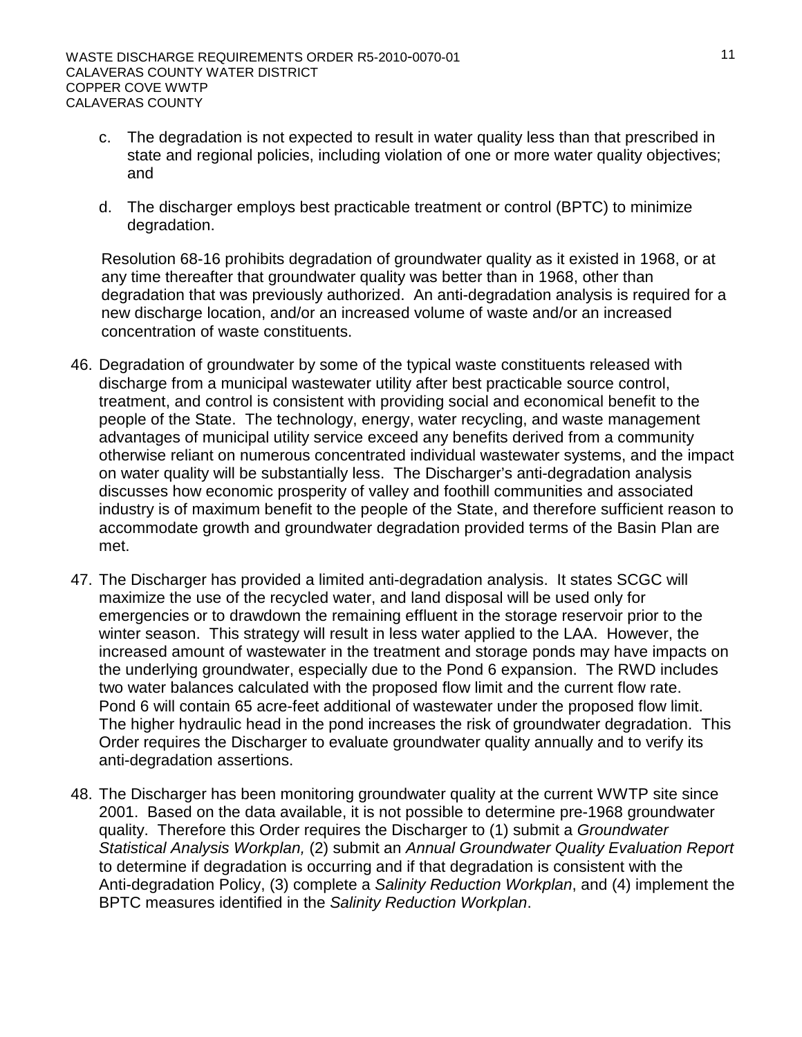c. The degradation is not expected to result in water quality less than that prescribed in state and regional policies, including violation of one or more water quality objectives; and

d. The discharger employs best practicable treatment or control (BPTC) to minimize degradation.

Resolution 68-16 prohibits degradation of groundwater quality as it existed in 1968, or at any time thereafter that groundwater quality was better than in 1968, other than degradation that was previously authorized. An anti-degradation analysis is required for a new discharge location, and/or an increased volume of waste and/or an increased concentration of waste constituents.

46. Degradation of groundwater by some of the typical waste constituents released with discharge from a municipal wastewater utility after best practicable source control, treatment, and control is consistent with providing social and economical benefit to the people of the State. The technology, energy, water recycling, and waste management advantages of municipal utility service exceed any benefits derived from a community otherwise reliant on numerous concentrated individual wastewater systems, and the impact on water quality will be substantially less. The Discharger's anti-degradation analysis discusses how economic prosperity of valley and foothill communities and associated industry is of maximum benefit to the people of the State, and therefore sufficient reason to accommodate growth and groundwater degradation provided terms of the Basin Plan are met.

47. The Discharger has provided a limited anti-degradation analysis. It states SCGC will maximize the use of the recycled water, and land disposal will be used only for emergencies or to drawdown the remaining effluent in the storage reservoir prior to the winter season. This strategy will result in less water applied to the LAA. However, the increased amount of wastewater in the treatment and storage ponds may have impacts on the underlying groundwater, especially due to the Pond 6 expansion. The RWD includes two water balances calculated with the proposed flow limit and the current flow rate. Pond 6 will contain 65 acre-feet additional of wastewater under the proposed flow limit. The higher hydraulic head in the pond increases the risk of groundwater degradation. This Order requires the Discharger to evaluate groundwater quality annually and to verify its anti-degradation assertions.

48. The Discharger has been monitoring groundwater quality at the current WWTP site since 2001. Based on the data available, it is not possible to determine pre-1968 groundwater quality. Therefore this Order requires the Discharger to (1) submit a *Groundwater Statistical Analysis Workplan,* (2) submit an *Annual Groundwater Quality Evaluation Report* to determine if degradation is occurring and if that degradation is consistent with the Anti-degradation Policy, (3) complete a *Salinity Reduction Workplan*, and (4) implement the BPTC measures identified in the *Salinity Reduction Workplan*.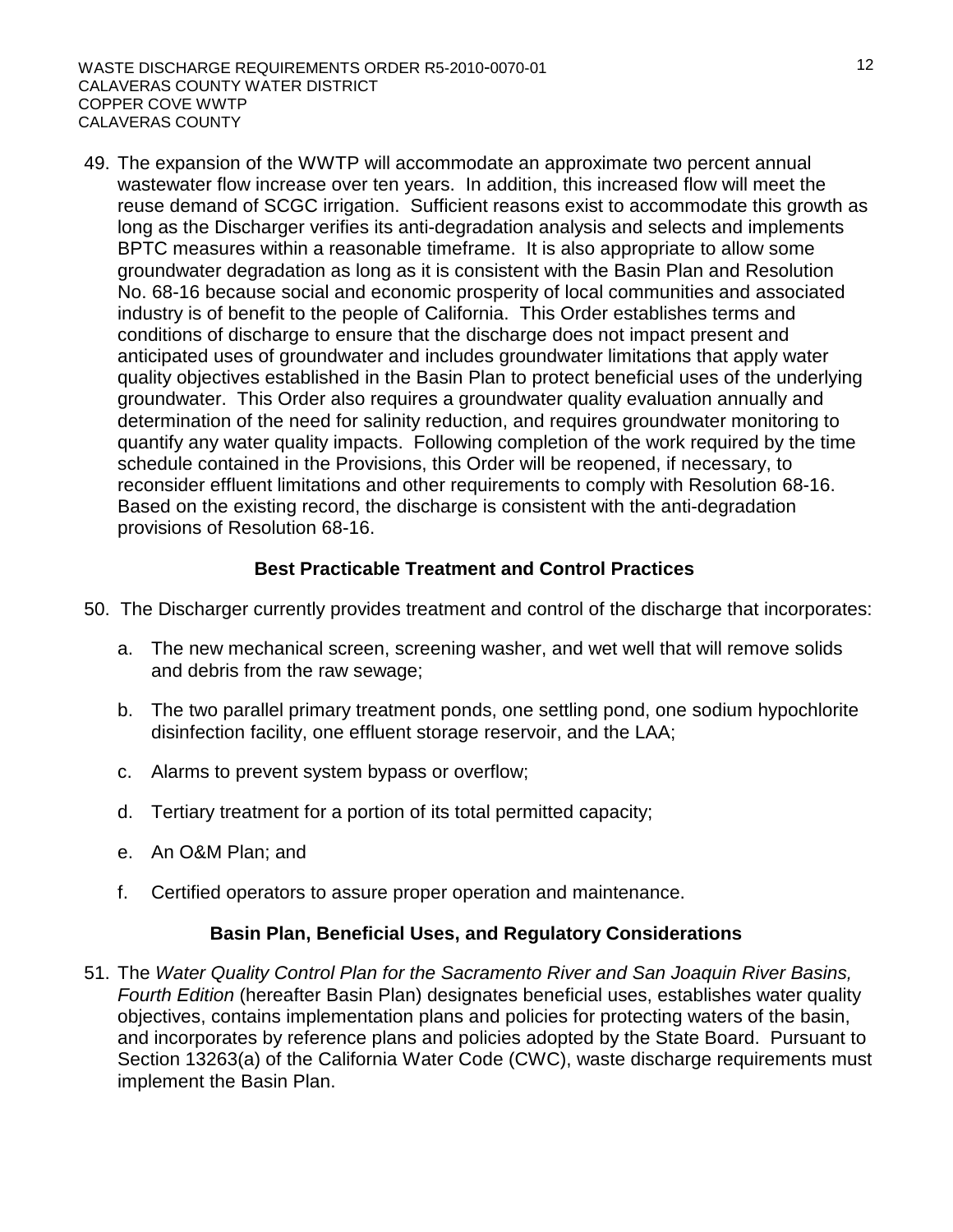49. The expansion of the WWTP will accommodate an approximate two percent annual wastewater flow increase over ten years. In addition, this increased flow will meet the reuse demand of SCGC irrigation. Sufficient reasons exist to accommodate this growth as long as the Discharger verifies its anti-degradation analysis and selects and implements BPTC measures within a reasonable timeframe. It is also appropriate to allow some groundwater degradation as long as it is consistent with the Basin Plan and Resolution No. 68-16 because social and economic prosperity of local communities and associated industry is of benefit to the people of California. This Order establishes terms and conditions of discharge to ensure that the discharge does not impact present and anticipated uses of groundwater and includes groundwater limitations that apply water quality objectives established in the Basin Plan to protect beneficial uses of the underlying groundwater. This Order also requires a groundwater quality evaluation annually and determination of the need for salinity reduction, and requires groundwater monitoring to quantify any water quality impacts. Following completion of the work required by the time schedule contained in the Provisions, this Order will be reopened, if necessary, to reconsider effluent limitations and other requirements to comply with Resolution 68-16. Based on the existing record, the discharge is consistent with the anti-degradation provisions of Resolution 68-16.

### Best Practicable Treatment and Control Practices

50. The Discharger currently provides treatment and control of the discharge that incorporates:

    a. The new mechanical screen, screening washer, and wet well that will remove solids and debris from the raw sewage;

    b. The two parallel primary treatment ponds, one settling pond, one sodium hypochlorite disinfection facility, one effluent storage reservoir, and the LAA;

    c. Alarms to prevent system bypass or overflow;

    d. Tertiary treatment for a portion of its total permitted capacity;

    e. An O&M Plan; and

    f. Certified operators to assure proper operation and maintenance.

### Basin Plan, Beneficial Uses, and Regulatory Considerations

51. The *Water Quality Control Plan for the Sacramento River and San Joaquin River Basins, Fourth Edition* (hereafter Basin Plan) designates beneficial uses, establishes water quality objectives, contains implementation plans and policies for protecting waters of the basin, and incorporates by reference plans and policies adopted by the State Board. Pursuant to Section 13263(a) of the California Water Code (CWC), waste discharge requirements must implement the Basin Plan.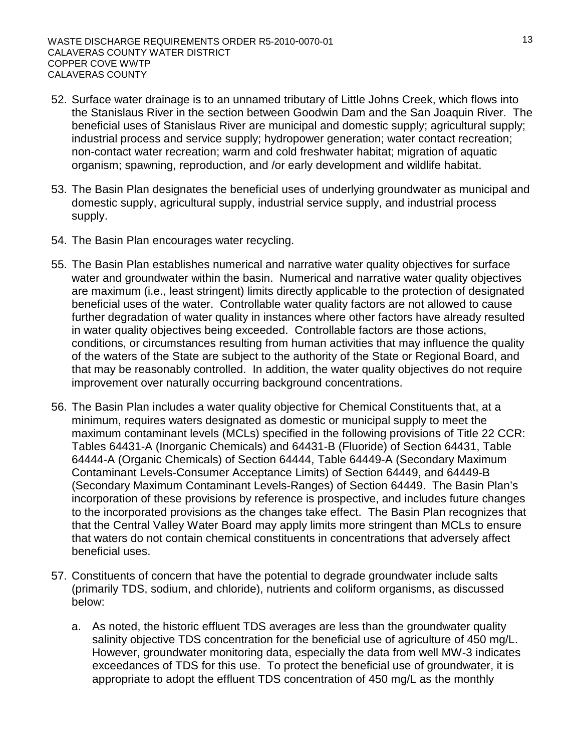52. Surface water drainage is to an unnamed tributary of Little Johns Creek, which flows into the Stanislaus River in the section between Goodwin Dam and the San Joaquin River. The beneficial uses of Stanislaus River are municipal and domestic supply; agricultural supply; industrial process and service supply; hydropower generation; water contact recreation; non-contact water recreation; warm and cold freshwater habitat; migration of aquatic organism; spawning, reproduction, and /or early development and wildlife habitat.

53. The Basin Plan designates the beneficial uses of underlying groundwater as municipal and domestic supply, agricultural supply, industrial service supply, and industrial process supply.

54. The Basin Plan encourages water recycling.

55. The Basin Plan establishes numerical and narrative water quality objectives for surface water and groundwater within the basin. Numerical and narrative water quality objectives are maximum (i.e., least stringent) limits directly applicable to the protection of designated beneficial uses of the water. Controllable water quality factors are not allowed to cause further degradation of water quality in instances where other factors have already resulted in water quality objectives being exceeded. Controllable factors are those actions, conditions, or circumstances resulting from human activities that may influence the quality of the waters of the State are subject to the authority of the State or Regional Board, and that may be reasonably controlled. In addition, the water quality objectives do not require improvement over naturally occurring background concentrations.

56. The Basin Plan includes a water quality objective for Chemical Constituents that, at a minimum, requires waters designated as domestic or municipal supply to meet the maximum contaminant levels (MCLs) specified in the following provisions of Title 22 CCR: Tables 64431-A (Inorganic Chemicals) and 64431-B (Fluoride) of Section 64431, Table 64444-A (Organic Chemicals) of Section 64444, Table 64449-A (Secondary Maximum Contaminant Levels-Consumer Acceptance Limits) of Section 64449, and 64449-B (Secondary Maximum Contaminant Levels-Ranges) of Section 64449. The Basin Plan's incorporation of these provisions by reference is prospective, and includes future changes to the incorporated provisions as the changes take effect. The Basin Plan recognizes that that the Central Valley Water Board may apply limits more stringent than MCLs to ensure that waters do not contain chemical constituents in concentrations that adversely affect beneficial uses.

57. Constituents of concern that have the potential to degrade groundwater include salts (primarily TDS, sodium, and chloride), nutrients and coliform organisms, as discussed below:

    a. As noted, the historic effluent TDS averages are less than the groundwater quality salinity objective TDS concentration for the beneficial use of agriculture of 450 mg/L. However, groundwater monitoring data, especially the data from well MW-3 indicates exceedances of TDS for this use. To protect the beneficial use of groundwater, it is appropriate to adopt the effluent TDS concentration of 450 mg/L as the monthly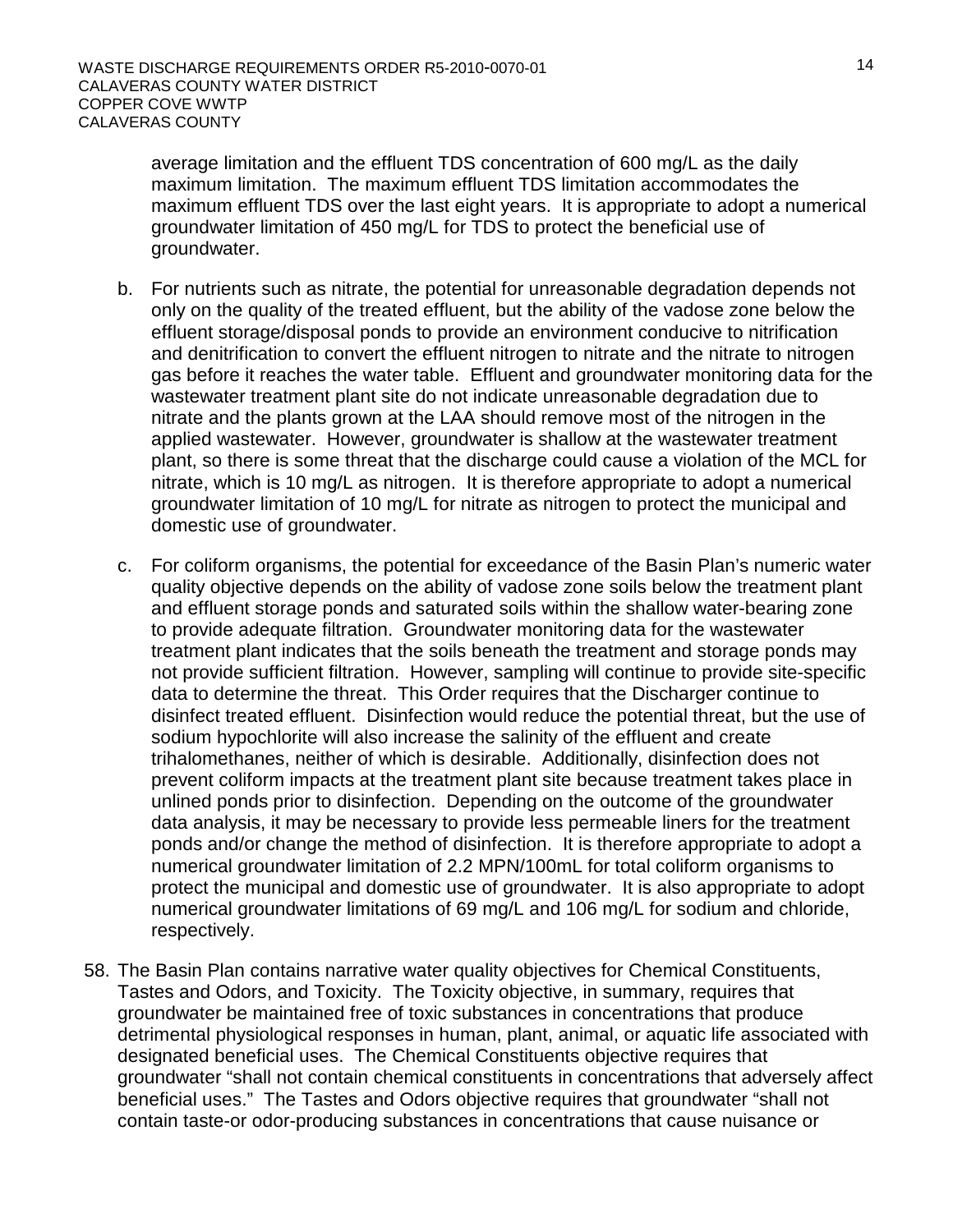average limitation and the effluent TDS concentration of 600 mg/L as the daily maximum limitation. The maximum effluent TDS limitation accommodates the maximum effluent TDS over the last eight years. It is appropriate to adopt a numerical groundwater limitation of 450 mg/L for TDS to protect the beneficial use of groundwater.

b. For nutrients such as nitrate, the potential for unreasonable degradation depends not only on the quality of the treated effluent, but the ability of the vadose zone below the effluent storage/disposal ponds to provide an environment conducive to nitrification and denitrification to convert the effluent nitrogen to nitrate and the nitrate to nitrogen gas before it reaches the water table. Effluent and groundwater monitoring data for the wastewater treatment plant site do not indicate unreasonable degradation due to nitrate and the plants grown at the LAA should remove most of the nitrogen in the applied wastewater. However, groundwater is shallow at the wastewater treatment plant, so there is some threat that the discharge could cause a violation of the MCL for nitrate, which is 10 mg/L as nitrogen. It is therefore appropriate to adopt a numerical groundwater limitation of 10 mg/L for nitrate as nitrogen to protect the municipal and domestic use of groundwater.

c. For coliform organisms, the potential for exceedance of the Basin Plan's numeric water quality objective depends on the ability of vadose zone soils below the treatment plant and effluent storage ponds and saturated soils within the shallow water-bearing zone to provide adequate filtration. Groundwater monitoring data for the wastewater treatment plant indicates that the soils beneath the treatment and storage ponds may not provide sufficient filtration. However, sampling will continue to provide site-specific data to determine the threat. This Order requires that the Discharger continue to disinfect treated effluent. Disinfection would reduce the potential threat, but the use of sodium hypochlorite will also increase the salinity of the effluent and create trihalomethanes, neither of which is desirable. Additionally, disinfection does not prevent coliform impacts at the treatment plant site because treatment takes place in unlined ponds prior to disinfection. Depending on the outcome of the groundwater data analysis, it may be necessary to provide less permeable liners for the treatment ponds and/or change the method of disinfection. It is therefore appropriate to adopt a numerical groundwater limitation of 2.2 MPN/100mL for total coliform organisms to protect the municipal and domestic use of groundwater. It is also appropriate to adopt numerical groundwater limitations of 69 mg/L and 106 mg/L for sodium and chloride, respectively.

58. The Basin Plan contains narrative water quality objectives for Chemical Constituents, Tastes and Odors, and Toxicity. The Toxicity objective, in summary, requires that groundwater be maintained free of toxic substances in concentrations that produce detrimental physiological responses in human, plant, animal, or aquatic life associated with designated beneficial uses. The Chemical Constituents objective requires that groundwater "shall not contain chemical constituents in concentrations that adversely affect beneficial uses." The Tastes and Odors objective requires that groundwater "shall not contain taste-or odor-producing substances in concentrations that cause nuisance or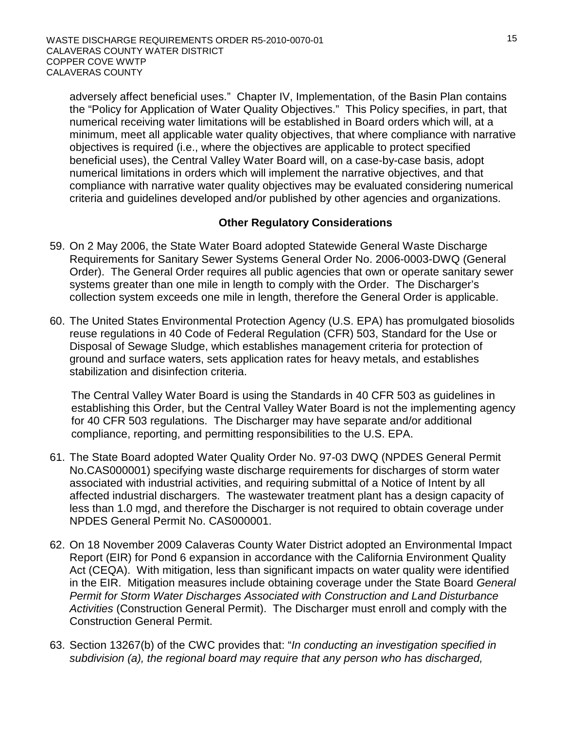adversely affect beneficial uses." Chapter IV, Implementation, of the Basin Plan contains the "Policy for Application of Water Quality Objectives." This Policy specifies, in part, that numerical receiving water limitations will be established in Board orders which will, at a minimum, meet all applicable water quality objectives, that where compliance with narrative objectives is required (i.e., where the objectives are applicable to protect specified beneficial uses), the Central Valley Water Board will, on a case-by-case basis, adopt numerical limitations in orders which will implement the narrative objectives, and that compliance with narrative water quality objectives may be evaluated considering numerical criteria and guidelines developed and/or published by other agencies and organizations.

### Other Regulatory Considerations

59. On 2 May 2006, the State Water Board adopted Statewide General Waste Discharge Requirements for Sanitary Sewer Systems General Order No. 2006-0003-DWQ (General Order). The General Order requires all public agencies that own or operate sanitary sewer systems greater than one mile in length to comply with the Order. The Discharger's collection system exceeds one mile in length, therefore the General Order is applicable.

60. The United States Environmental Protection Agency (U.S. EPA) has promulgated biosolids reuse regulations in 40 Code of Federal Regulation (CFR) 503, Standard for the Use or Disposal of Sewage Sludge, which establishes management criteria for protection of ground and surface waters, sets application rates for heavy metals, and establishes stabilization and disinfection criteria.

    The Central Valley Water Board is using the Standards in 40 CFR 503 as guidelines in establishing this Order, but the Central Valley Water Board is not the implementing agency for 40 CFR 503 regulations. The Discharger may have separate and/or additional compliance, reporting, and permitting responsibilities to the U.S. EPA.

61. The State Board adopted Water Quality Order No. 97-03 DWQ (NPDES General Permit No.CAS000001) specifying waste discharge requirements for discharges of storm water associated with industrial activities, and requiring submittal of a Notice of Intent by all affected industrial dischargers. The wastewater treatment plant has a design capacity of less than 1.0 mgd, and therefore the Discharger is not required to obtain coverage under NPDES General Permit No. CAS000001.

62. On 18 November 2009 Calaveras County Water District adopted an Environmental Impact Report (EIR) for Pond 6 expansion in accordance with the California Environment Quality Act (CEQA). With mitigation, less than significant impacts on water quality were identified in the EIR. Mitigation measures include obtaining coverage under the State Board *General Permit for Storm Water Discharges Associated with Construction and Land Disturbance Activities* (Construction General Permit). The Discharger must enroll and comply with the Construction General Permit.

63. Section 13267(b) of the CWC provides that: "*In conducting an investigation specified in subdivision (a), the regional board may require that any person who has discharged,*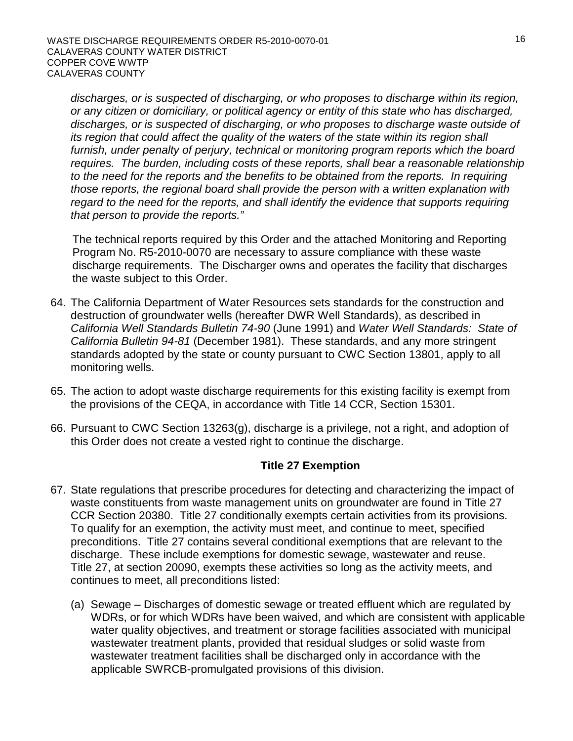*discharges, or is suspected of discharging, or who proposes to discharge within its region, or any citizen or domiciliary, or political agency or entity of this state who has discharged, discharges, or is suspected of discharging, or who proposes to discharge waste outside of its region that could affect the quality of the waters of the state within its region shall furnish, under penalty of perjury, technical or monitoring program reports which the board requires. The burden, including costs of these reports, shall bear a reasonable relationship to the need for the reports and the benefits to be obtained from the reports. In requiring those reports, the regional board shall provide the person with a written explanation with regard to the need for the reports, and shall identify the evidence that supports requiring that person to provide the reports."*

The technical reports required by this Order and the attached Monitoring and Reporting Program No. R5-2010-0070 are necessary to assure compliance with these waste discharge requirements. The Discharger owns and operates the facility that discharges the waste subject to this Order.

64. The California Department of Water Resources sets standards for the construction and destruction of groundwater wells (hereafter DWR Well Standards), as described in *California Well Standards Bulletin 74-90* (June 1991) and *Water Well Standards: State of California Bulletin 94-81* (December 1981). These standards, and any more stringent standards adopted by the state or county pursuant to CWC Section 13801, apply to all monitoring wells.

65. The action to adopt waste discharge requirements for this existing facility is exempt from the provisions of the CEQA, in accordance with Title 14 CCR, Section 15301.

66. Pursuant to CWC Section 13263(g), discharge is a privilege, not a right, and adoption of this Order does not create a vested right to continue the discharge.

## Title 27 Exemption

67. State regulations that prescribe procedures for detecting and characterizing the impact of waste constituents from waste management units on groundwater are found in Title 27 CCR Section 20380. Title 27 conditionally exempts certain activities from its provisions. To qualify for an exemption, the activity must meet, and continue to meet, specified preconditions. Title 27 contains several conditional exemptions that are relevant to the discharge. These include exemptions for domestic sewage, wastewater and reuse. Title 27, at section 20090, exempts these activities so long as the activity meets, and continues to meet, all preconditions listed:

    (a) Sewage – Discharges of domestic sewage or treated effluent which are regulated by WDRs, or for which WDRs have been waived, and which are consistent with applicable water quality objectives, and treatment or storage facilities associated with municipal wastewater treatment plants, provided that residual sludges or solid waste from wastewater treatment facilities shall be discharged only in accordance with the applicable SWRCB-promulgated provisions of this division.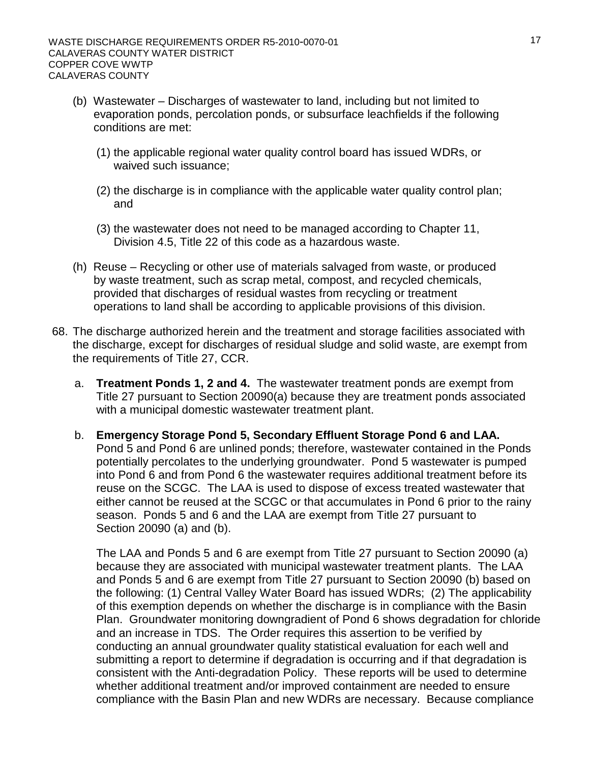(b) Wastewater – Discharges of wastewater to land, including but not limited to evaporation ponds, percolation ponds, or subsurface leachfields if the following conditions are met:

(1) the applicable regional water quality control board has issued WDRs, or waived such issuance;

(2) the discharge is in compliance with the applicable water quality control plan; and

(3) the wastewater does not need to be managed according to Chapter 11, Division 4.5, Title 22 of this code as a hazardous waste.

(h) Reuse – Recycling or other use of materials salvaged from waste, or produced by waste treatment, such as scrap metal, compost, and recycled chemicals, provided that discharges of residual wastes from recycling or treatment operations to land shall be according to applicable provisions of this division.

68. The discharge authorized herein and the treatment and storage facilities associated with the discharge, except for discharges of residual sludge and solid waste, are exempt from the requirements of Title 27, CCR.

a. **Treatment Ponds 1, 2 and 4.** The wastewater treatment ponds are exempt from Title 27 pursuant to Section 20090(a) because they are treatment ponds associated with a municipal domestic wastewater treatment plant.

b. **Emergency Storage Pond 5, Secondary Effluent Storage Pond 6 and LAA.** Pond 5 and Pond 6 are unlined ponds; therefore, wastewater contained in the Ponds potentially percolates to the underlying groundwater. Pond 5 wastewater is pumped into Pond 6 and from Pond 6 the wastewater requires additional treatment before its reuse on the SCGC. The LAA is used to dispose of excess treated wastewater that either cannot be reused at the SCGC or that accumulates in Pond 6 prior to the rainy season. Ponds 5 and 6 and the LAA are exempt from Title 27 pursuant to Section 20090 (a) and (b).

The LAA and Ponds 5 and 6 are exempt from Title 27 pursuant to Section 20090 (a) because they are associated with municipal wastewater treatment plants. The LAA and Ponds 5 and 6 are exempt from Title 27 pursuant to Section 20090 (b) based on the following: (1) Central Valley Water Board has issued WDRs; (2) The applicability of this exemption depends on whether the discharge is in compliance with the Basin Plan. Groundwater monitoring downgradient of Pond 6 shows degradation for chloride and an increase in TDS. The Order requires this assertion to be verified by conducting an annual groundwater quality statistical evaluation for each well and submitting a report to determine if degradation is occurring and if that degradation is consistent with the Anti-degradation Policy. These reports will be used to determine whether additional treatment and/or improved containment are needed to ensure compliance with the Basin Plan and new WDRs are necessary. Because compliance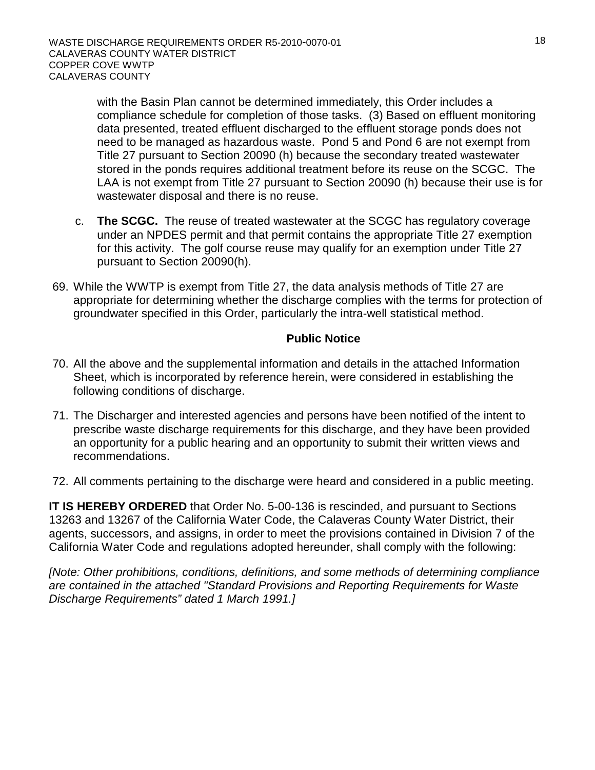with the Basin Plan cannot be determined immediately, this Order includes a compliance schedule for completion of those tasks. (3) Based on effluent monitoring data presented, treated effluent discharged to the effluent storage ponds does not need to be managed as hazardous waste. Pond 5 and Pond 6 are not exempt from Title 27 pursuant to Section 20090 (h) because the secondary treated wastewater stored in the ponds requires additional treatment before its reuse on the SCGC. The LAA is not exempt from Title 27 pursuant to Section 20090 (h) because their use is for wastewater disposal and there is no reuse.

c. **The SCGC.** The reuse of treated wastewater at the SCGC has regulatory coverage under an NPDES permit and that permit contains the appropriate Title 27 exemption for this activity. The golf course reuse may qualify for an exemption under Title 27 pursuant to Section 20090(h).

69. While the WWTP is exempt from Title 27, the data analysis methods of Title 27 are appropriate for determining whether the discharge complies with the terms for protection of groundwater specified in this Order, particularly the intra-well statistical method.

## Public Notice

70. All the above and the supplemental information and details in the attached Information Sheet, which is incorporated by reference herein, were considered in establishing the following conditions of discharge.

71. The Discharger and interested agencies and persons have been notified of the intent to prescribe waste discharge requirements for this discharge, and they have been provided an opportunity for a public hearing and an opportunity to submit their written views and recommendations.

72. All comments pertaining to the discharge were heard and considered in a public meeting.

**IT IS HEREBY ORDERED** that Order No. 5-00-136 is rescinded, and pursuant to Sections 13263 and 13267 of the California Water Code, the Calaveras County Water District, their agents, successors, and assigns, in order to meet the provisions contained in Division 7 of the California Water Code and regulations adopted hereunder, shall comply with the following:

*[Note: Other prohibitions, conditions, definitions, and some methods of determining compliance are contained in the attached "Standard Provisions and Reporting Requirements for Waste Discharge Requirements" dated 1 March 1991.]*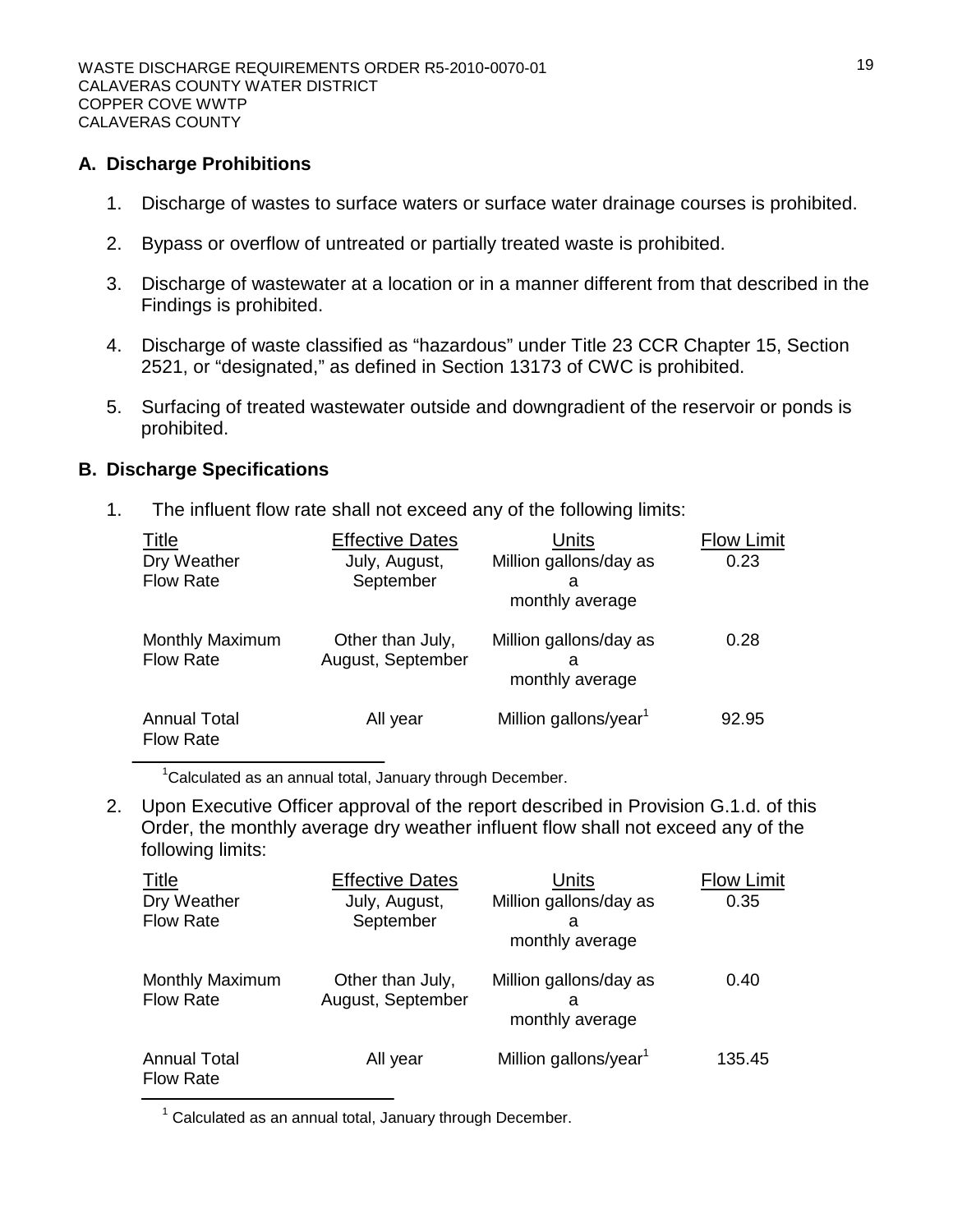## A. Discharge Prohibitions

1. Discharge of wastes to surface waters or surface water drainage courses is prohibited.
2. Bypass or overflow of untreated or partially treated waste is prohibited.
3. Discharge of wastewater at a location or in a manner different from that described in the Findings is prohibited.
4. Discharge of waste classified as "hazardous" under Title 23 CCR Chapter 15, Section 2521, or "designated," as defined in Section 13173 of CWC is prohibited.
5. Surfacing of treated wastewater outside and downgradient of the reservoir or ponds is prohibited.

## B. Discharge Specifications

1. The influent flow rate shall not exceed any of the following limits:

| Title | Effective Dates | Units | Flow Limit |
|---|---|---|---|
| Dry Weather Flow Rate | July, August, September | Million gallons/day as a monthly average | 0.23 |
| Monthly Maximum Flow Rate | Other than July, August, September | Million gallons/day as a monthly average | 0.28 |
| Annual Total Flow Rate | All year | Million gallons/year[1] | 92.95 |

[1] Calculated as an annual total, January through December.

2. Upon Executive Officer approval of the report described in Provision G.1.d. of this Order, the monthly average dry weather influent flow shall not exceed any of the following limits:

| Title | Effective Dates | Units | Flow Limit |
|---|---|---|---|
| Dry Weather Flow Rate | July, August, September | Million gallons/day as a monthly average | 0.35 |
| Monthly Maximum Flow Rate | Other than July, August, September | Million gallons/day as a monthly average | 0.40 |
| Annual Total Flow Rate | All year | Million gallons/year[1] | 135.45 |

[1] Calculated as an annual total, January through December.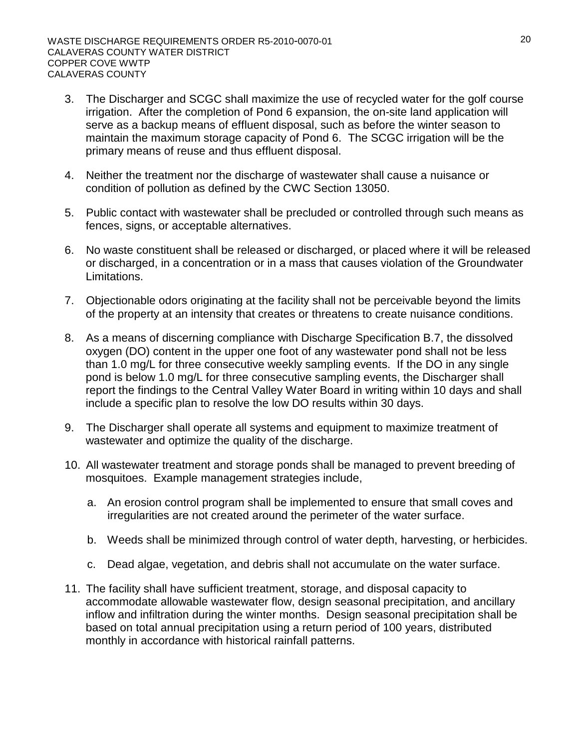3. The Discharger and SCGC shall maximize the use of recycled water for the golf course irrigation. After the completion of Pond 6 expansion, the on-site land application will serve as a backup means of effluent disposal, such as before the winter season to maintain the maximum storage capacity of Pond 6. The SCGC irrigation will be the primary means of reuse and thus effluent disposal.

4. Neither the treatment nor the discharge of wastewater shall cause a nuisance or condition of pollution as defined by the CWC Section 13050.

5. Public contact with wastewater shall be precluded or controlled through such means as fences, signs, or acceptable alternatives.

6. No waste constituent shall be released or discharged, or placed where it will be released or discharged, in a concentration or in a mass that causes violation of the Groundwater Limitations.

7. Objectionable odors originating at the facility shall not be perceivable beyond the limits of the property at an intensity that creates or threatens to create nuisance conditions.

8. As a means of discerning compliance with Discharge Specification B.7, the dissolved oxygen (DO) content in the upper one foot of any wastewater pond shall not be less than 1.0 mg/L for three consecutive weekly sampling events. If the DO in any single pond is below 1.0 mg/L for three consecutive sampling events, the Discharger shall report the findings to the Central Valley Water Board in writing within 10 days and shall include a specific plan to resolve the low DO results within 30 days.

9. The Discharger shall operate all systems and equipment to maximize treatment of wastewater and optimize the quality of the discharge.

10. All wastewater treatment and storage ponds shall be managed to prevent breeding of mosquitoes. Example management strategies include,

    a. An erosion control program shall be implemented to ensure that small coves and irregularities are not created around the perimeter of the water surface.

    b. Weeds shall be minimized through control of water depth, harvesting, or herbicides.

    c. Dead algae, vegetation, and debris shall not accumulate on the water surface.

11. The facility shall have sufficient treatment, storage, and disposal capacity to accommodate allowable wastewater flow, design seasonal precipitation, and ancillary inflow and infiltration during the winter months. Design seasonal precipitation shall be based on total annual precipitation using a return period of 100 years, distributed monthly in accordance with historical rainfall patterns.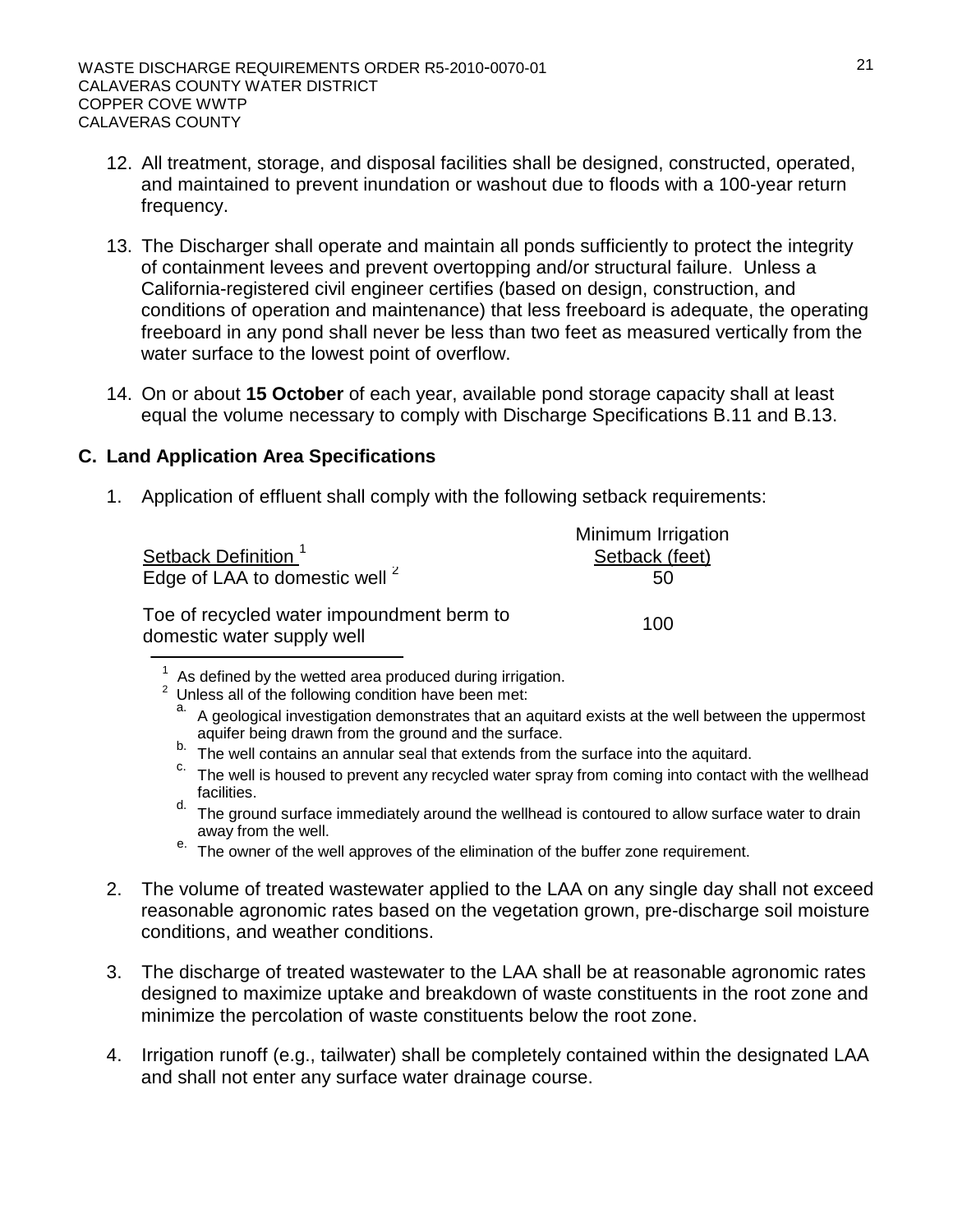12. All treatment, storage, and disposal facilities shall be designed, constructed, operated, and maintained to prevent inundation or washout due to floods with a 100-year return frequency.

13. The Discharger shall operate and maintain all ponds sufficiently to protect the integrity of containment levees and prevent overtopping and/or structural failure. Unless a California-registered civil engineer certifies (based on design, construction, and conditions of operation and maintenance) that less freeboard is adequate, the operating freeboard in any pond shall never be less than two feet as measured vertically from the water surface to the lowest point of overflow.

14. On or about **15 October** of each year, available pond storage capacity shall at least equal the volume necessary to comply with Discharge Specifications B.11 and B.13.

## C. Land Application Area Specifications

1. Application of effluent shall comply with the following setback requirements:

| Setback Definition [1] | Minimum Irrigation Setback (feet) |
|---|---|
| Edge of LAA to domestic well [2] | 50 |
| Toe of recycled water impoundment berm to domestic water supply well | 100 |

[1] As defined by the wetted area produced during irrigation.

[2] Unless all of the following condition have been met:

a. A geological investigation demonstrates that an aquitard exists at the well between the uppermost aquifer being drawn from the ground and the surface.

b. The well contains an annular seal that extends from the surface into the aquitard.

c. The well is housed to prevent any recycled water spray from coming into contact with the wellhead facilities.

d. The ground surface immediately around the wellhead is contoured to allow surface water to drain away from the well.

e. The owner of the well approves of the elimination of the buffer zone requirement.

2. The volume of treated wastewater applied to the LAA on any single day shall not exceed reasonable agronomic rates based on the vegetation grown, pre-discharge soil moisture conditions, and weather conditions.

3. The discharge of treated wastewater to the LAA shall be at reasonable agronomic rates designed to maximize uptake and breakdown of waste constituents in the root zone and minimize the percolation of waste constituents below the root zone.

4. Irrigation runoff (e.g., tailwater) shall be completely contained within the designated LAA and shall not enter any surface water drainage course.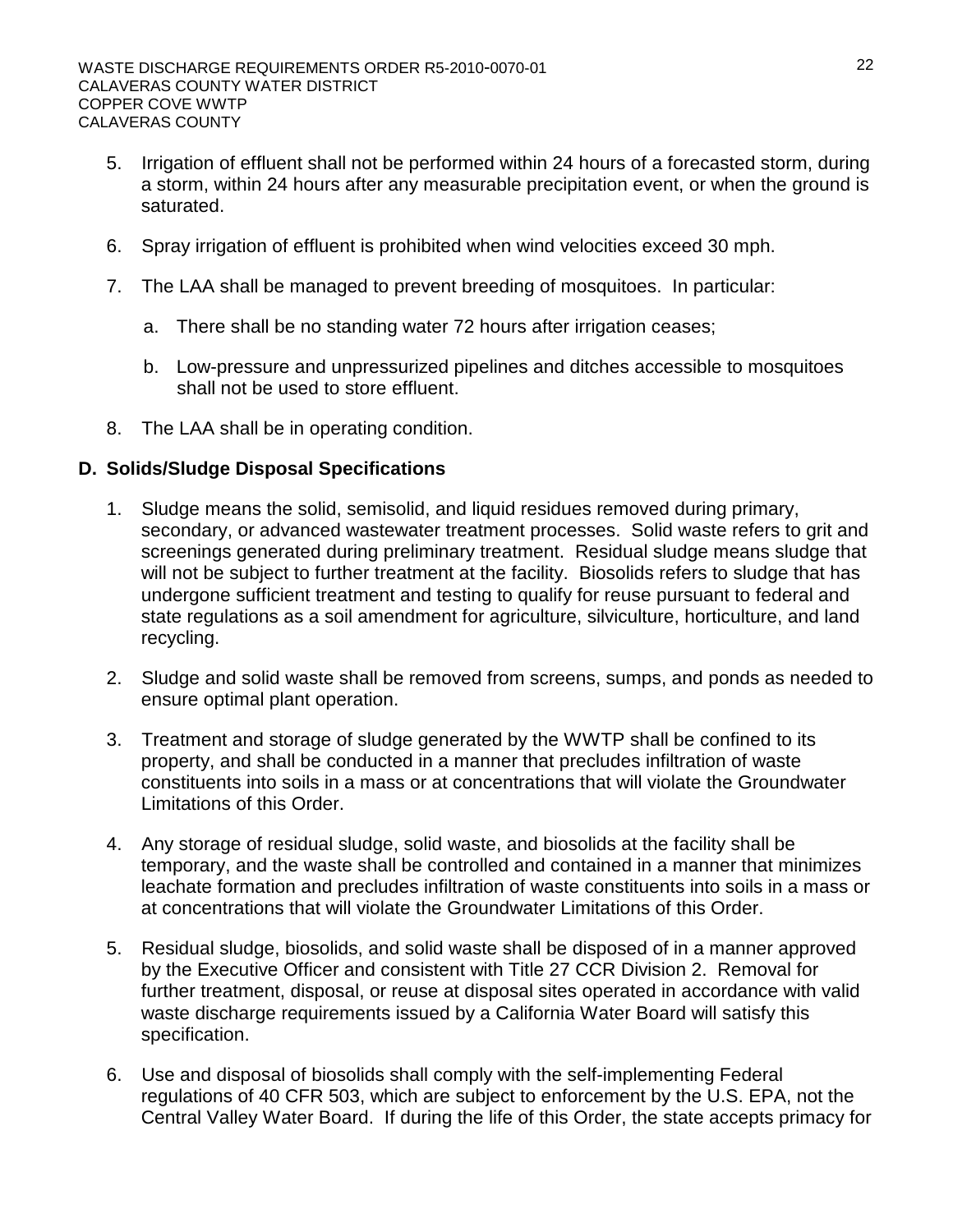5. Irrigation of effluent shall not be performed within 24 hours of a forecasted storm, during a storm, within 24 hours after any measurable precipitation event, or when the ground is saturated.

6. Spray irrigation of effluent is prohibited when wind velocities exceed 30 mph.

7. The LAA shall be managed to prevent breeding of mosquitoes. In particular:

   a. There shall be no standing water 72 hours after irrigation ceases;

   b. Low-pressure and unpressurized pipelines and ditches accessible to mosquitoes shall not be used to store effluent.

8. The LAA shall be in operating condition.

## D. Solids/Sludge Disposal Specifications

1. Sludge means the solid, semisolid, and liquid residues removed during primary, secondary, or advanced wastewater treatment processes. Solid waste refers to grit and screenings generated during preliminary treatment. Residual sludge means sludge that will not be subject to further treatment at the facility. Biosolids refers to sludge that has undergone sufficient treatment and testing to qualify for reuse pursuant to federal and state regulations as a soil amendment for agriculture, silviculture, horticulture, and land recycling.

2. Sludge and solid waste shall be removed from screens, sumps, and ponds as needed to ensure optimal plant operation.

3. Treatment and storage of sludge generated by the WWTP shall be confined to its property, and shall be conducted in a manner that precludes infiltration of waste constituents into soils in a mass or at concentrations that will violate the Groundwater Limitations of this Order.

4. Any storage of residual sludge, solid waste, and biosolids at the facility shall be temporary, and the waste shall be controlled and contained in a manner that minimizes leachate formation and precludes infiltration of waste constituents into soils in a mass or at concentrations that will violate the Groundwater Limitations of this Order.

5. Residual sludge, biosolids, and solid waste shall be disposed of in a manner approved by the Executive Officer and consistent with Title 27 CCR Division 2. Removal for further treatment, disposal, or reuse at disposal sites operated in accordance with valid waste discharge requirements issued by a California Water Board will satisfy this specification.

6. Use and disposal of biosolids shall comply with the self-implementing Federal regulations of 40 CFR 503, which are subject to enforcement by the U.S. EPA, not the Central Valley Water Board. If during the life of this Order, the state accepts primacy for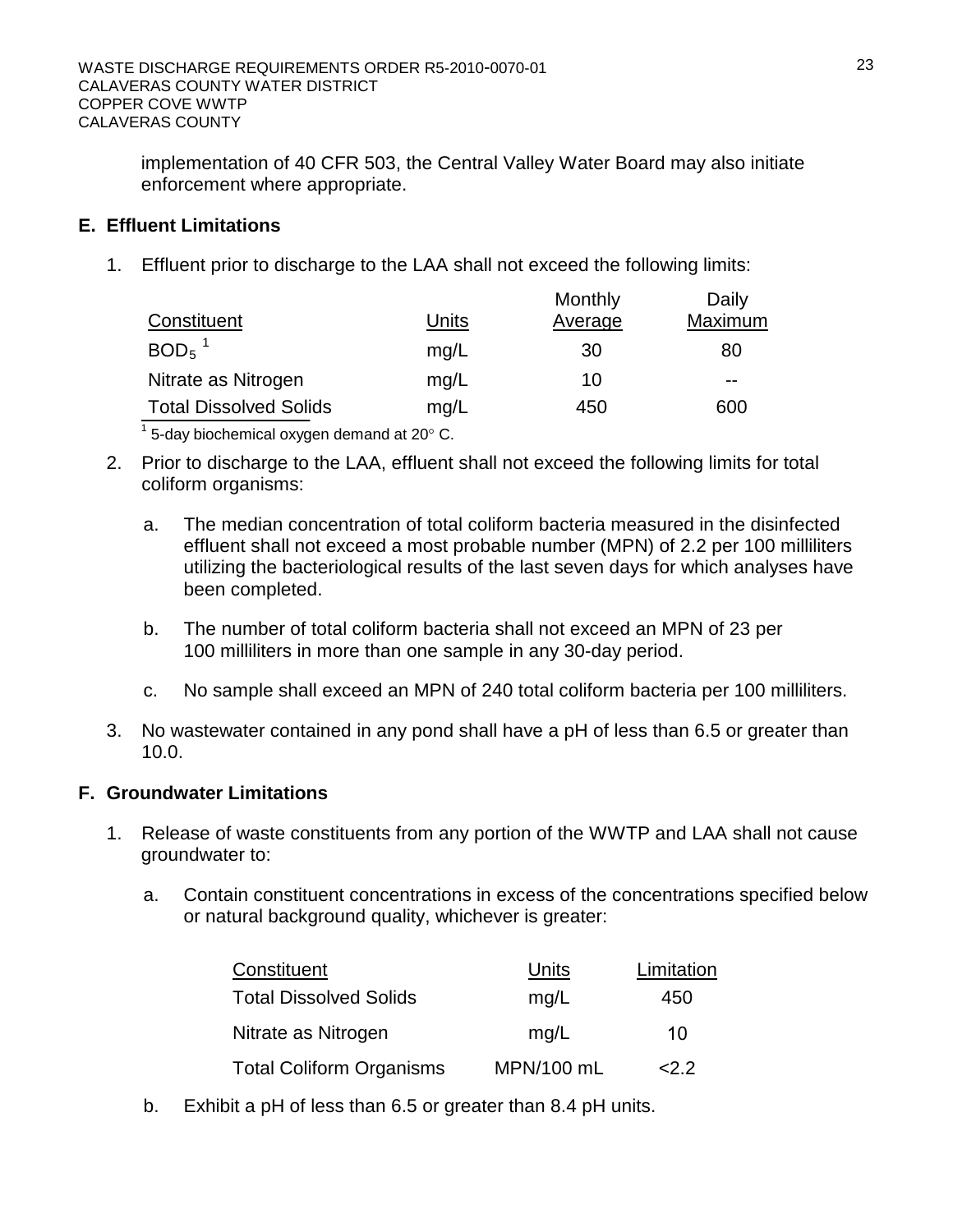implementation of 40 CFR 503, the Central Valley Water Board may also initiate enforcement where appropriate.

## E. Effluent Limitations

1. Effluent prior to discharge to the LAA shall not exceed the following limits:

| Constituent | Units | Monthly Average | Daily Maximum |
|---|---|---|---|
| $BOD_5$ [1] | mg/L | 30 | 80 |
| Nitrate as Nitrogen | mg/L | 10 | -- |
| Total Dissolved Solids | mg/L | 450 | 600 |

[1] 5-day biochemical oxygen demand at 20° C.

2. Prior to discharge to the LAA, effluent shall not exceed the following limits for total coliform organisms:

   a. The median concentration of total coliform bacteria measured in the disinfected effluent shall not exceed a most probable number (MPN) of 2.2 per 100 milliliters utilizing the bacteriological results of the last seven days for which analyses have been completed.

   b. The number of total coliform bacteria shall not exceed an MPN of 23 per 100 milliliters in more than one sample in any 30-day period.

   c. No sample shall exceed an MPN of 240 total coliform bacteria per 100 milliliters.

3. No wastewater contained in any pond shall have a pH of less than 6.5 or greater than 10.0.

## F. Groundwater Limitations

1. Release of waste constituents from any portion of the WWTP and LAA shall not cause groundwater to:

   a. Contain constituent concentrations in excess of the concentrations specified below or natural background quality, whichever is greater:

| Constituent | Units | Limitation |
|---|---|---|
| Total Dissolved Solids | mg/L | 450 |
| Nitrate as Nitrogen | mg/L | 10 |
| Total Coliform Organisms | MPN/100 mL | <2.2 |

   b. Exhibit a pH of less than 6.5 or greater than 8.4 pH units.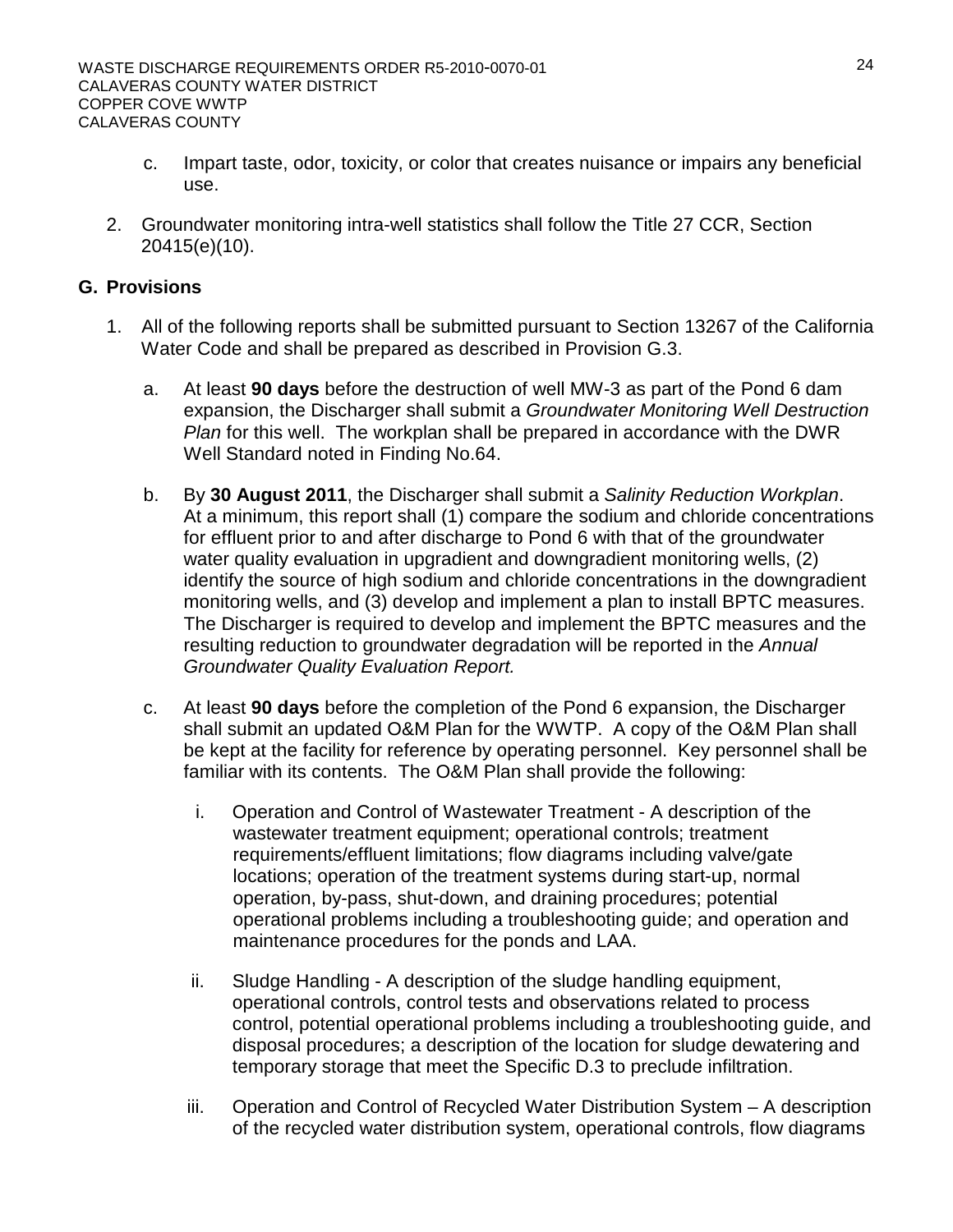c. Impart taste, odor, toxicity, or color that creates nuisance or impairs any beneficial use.

2. Groundwater monitoring intra-well statistics shall follow the Title 27 CCR, Section 20415(e)(10).

## G. Provisions

1. All of the following reports shall be submitted pursuant to Section 13267 of the California Water Code and shall be prepared as described in Provision G.3.

   a. At least **90 days** before the destruction of well MW-3 as part of the Pond 6 dam expansion, the Discharger shall submit a *Groundwater Monitoring Well Destruction Plan* for this well. The workplan shall be prepared in accordance with the DWR Well Standard noted in Finding No.64.

   b. By **30 August 2011**, the Discharger shall submit a *Salinity Reduction Workplan*. At a minimum, this report shall (1) compare the sodium and chloride concentrations for effluent prior to and after discharge to Pond 6 with that of the groundwater water quality evaluation in upgradient and downgradient monitoring wells, (2) identify the source of high sodium and chloride concentrations in the downgradient monitoring wells, and (3) develop and implement a plan to install BPTC measures. The Discharger is required to develop and implement the BPTC measures and the resulting reduction to groundwater degradation will be reported in the *Annual Groundwater Quality Evaluation Report.*

   c. At least **90 days** before the completion of the Pond 6 expansion, the Discharger shall submit an updated O&M Plan for the WWTP. A copy of the O&M Plan shall be kept at the facility for reference by operating personnel. Key personnel shall be familiar with its contents. The O&M Plan shall provide the following:

      i. Operation and Control of Wastewater Treatment - A description of the wastewater treatment equipment; operational controls; treatment requirements/effluent limitations; flow diagrams including valve/gate locations; operation of the treatment systems during start-up, normal operation, by-pass, shut-down, and draining procedures; potential operational problems including a troubleshooting guide; and operation and maintenance procedures for the ponds and LAA.

      ii. Sludge Handling - A description of the sludge handling equipment, operational controls, control tests and observations related to process control, potential operational problems including a troubleshooting guide, and disposal procedures; a description of the location for sludge dewatering and temporary storage that meet the Specific D.3 to preclude infiltration.

      iii. Operation and Control of Recycled Water Distribution System – A description of the recycled water distribution system, operational controls, flow diagrams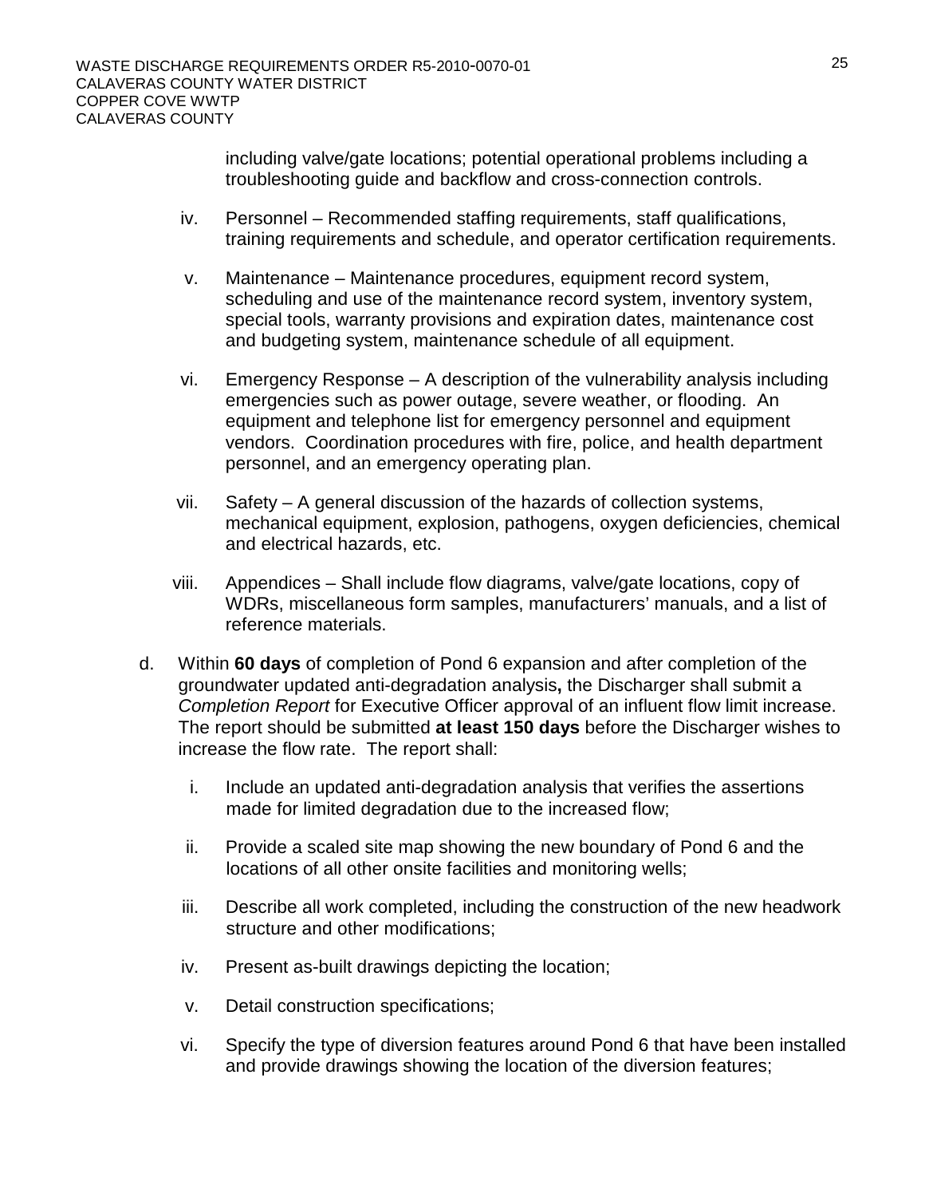including valve/gate locations; potential operational problems including a troubleshooting guide and backflow and cross-connection controls.

iv. Personnel – Recommended staffing requirements, staff qualifications, training requirements and schedule, and operator certification requirements.

v. Maintenance – Maintenance procedures, equipment record system, scheduling and use of the maintenance record system, inventory system, special tools, warranty provisions and expiration dates, maintenance cost and budgeting system, maintenance schedule of all equipment.

vi. Emergency Response – A description of the vulnerability analysis including emergencies such as power outage, severe weather, or flooding. An equipment and telephone list for emergency personnel and equipment vendors. Coordination procedures with fire, police, and health department personnel, and an emergency operating plan.

vii. Safety – A general discussion of the hazards of collection systems, mechanical equipment, explosion, pathogens, oxygen deficiencies, chemical and electrical hazards, etc.

viii. Appendices – Shall include flow diagrams, valve/gate locations, copy of WDRs, miscellaneous form samples, manufacturers' manuals, and a list of reference materials.

d. Within **60 days** of completion of Pond 6 expansion and after completion of the groundwater updated anti-degradation analysis**,** the Discharger shall submit a *Completion Report* for Executive Officer approval of an influent flow limit increase. The report should be submitted **at least 150 days** before the Discharger wishes to increase the flow rate. The report shall:

i. Include an updated anti-degradation analysis that verifies the assertions made for limited degradation due to the increased flow;

ii. Provide a scaled site map showing the new boundary of Pond 6 and the locations of all other onsite facilities and monitoring wells;

iii. Describe all work completed, including the construction of the new headwork structure and other modifications;

iv. Present as-built drawings depicting the location;

v. Detail construction specifications;

vi. Specify the type of diversion features around Pond 6 that have been installed and provide drawings showing the location of the diversion features;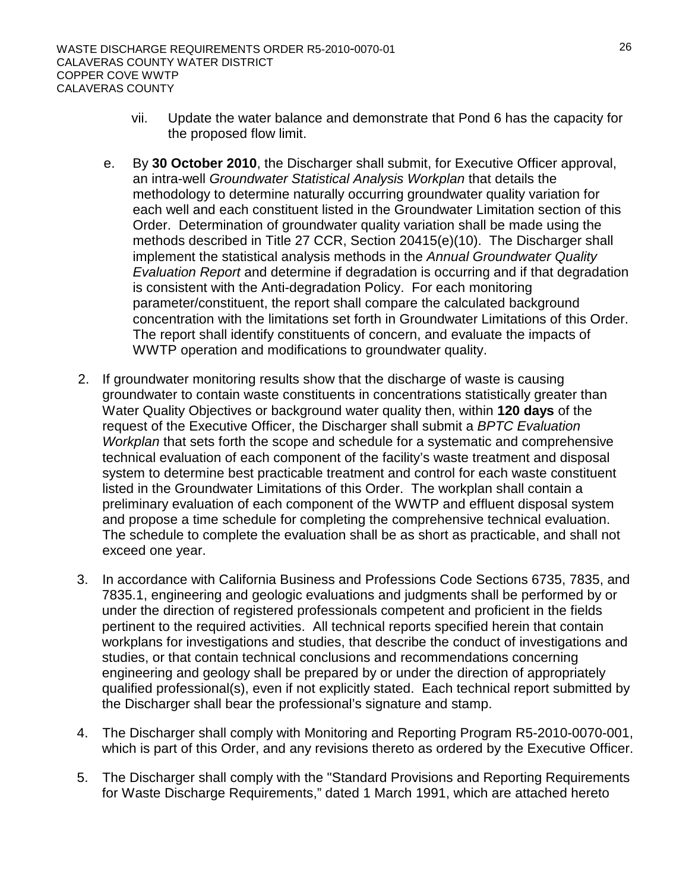vii. Update the water balance and demonstrate that Pond 6 has the capacity for the proposed flow limit.

e. By **30 October 2010**, the Discharger shall submit, for Executive Officer approval, an intra-well *Groundwater Statistical Analysis Workplan* that details the methodology to determine naturally occurring groundwater quality variation for each well and each constituent listed in the Groundwater Limitation section of this Order. Determination of groundwater quality variation shall be made using the methods described in Title 27 CCR, Section 20415(e)(10). The Discharger shall implement the statistical analysis methods in the *Annual Groundwater Quality Evaluation Report* and determine if degradation is occurring and if that degradation is consistent with the Anti-degradation Policy. For each monitoring parameter/constituent, the report shall compare the calculated background concentration with the limitations set forth in Groundwater Limitations of this Order. The report shall identify constituents of concern, and evaluate the impacts of WWTP operation and modifications to groundwater quality.

2. If groundwater monitoring results show that the discharge of waste is causing groundwater to contain waste constituents in concentrations statistically greater than Water Quality Objectives or background water quality then, within **120 days** of the request of the Executive Officer, the Discharger shall submit a *BPTC Evaluation Workplan* that sets forth the scope and schedule for a systematic and comprehensive technical evaluation of each component of the facility's waste treatment and disposal system to determine best practicable treatment and control for each waste constituent listed in the Groundwater Limitations of this Order. The workplan shall contain a preliminary evaluation of each component of the WWTP and effluent disposal system and propose a time schedule for completing the comprehensive technical evaluation. The schedule to complete the evaluation shall be as short as practicable, and shall not exceed one year.

3. In accordance with California Business and Professions Code Sections 6735, 7835, and 7835.1, engineering and geologic evaluations and judgments shall be performed by or under the direction of registered professionals competent and proficient in the fields pertinent to the required activities. All technical reports specified herein that contain workplans for investigations and studies, that describe the conduct of investigations and studies, or that contain technical conclusions and recommendations concerning engineering and geology shall be prepared by or under the direction of appropriately qualified professional(s), even if not explicitly stated. Each technical report submitted by the Discharger shall bear the professional's signature and stamp.

4. The Discharger shall comply with Monitoring and Reporting Program R5-2010-0070-001, which is part of this Order, and any revisions thereto as ordered by the Executive Officer.

5. The Discharger shall comply with the "Standard Provisions and Reporting Requirements for Waste Discharge Requirements," dated 1 March 1991, which are attached hereto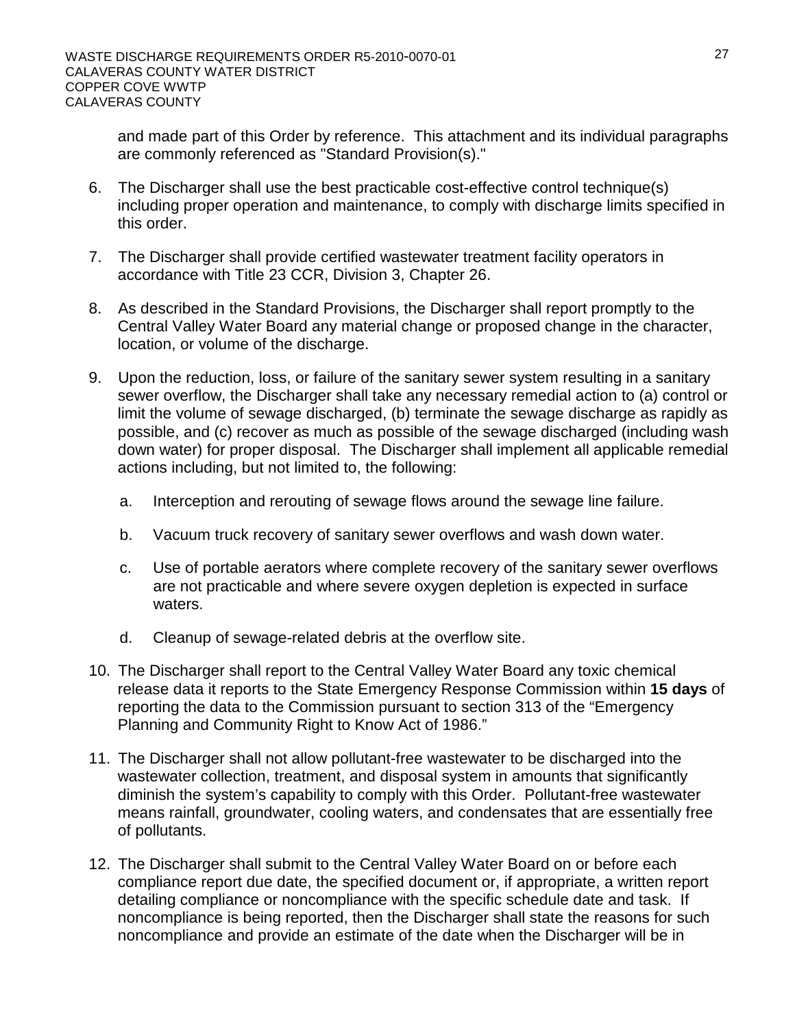and made part of this Order by reference. This attachment and its individual paragraphs are commonly referenced as "Standard Provision(s)."

6. The Discharger shall use the best practicable cost-effective control technique(s) including proper operation and maintenance, to comply with discharge limits specified in this order.

7. The Discharger shall provide certified wastewater treatment facility operators in accordance with Title 23 CCR, Division 3, Chapter 26.

8. As described in the Standard Provisions, the Discharger shall report promptly to the Central Valley Water Board any material change or proposed change in the character, location, or volume of the discharge.

9. Upon the reduction, loss, or failure of the sanitary sewer system resulting in a sanitary sewer overflow, the Discharger shall take any necessary remedial action to (a) control or limit the volume of sewage discharged, (b) terminate the sewage discharge as rapidly as possible, and (c) recover as much as possible of the sewage discharged (including wash down water) for proper disposal. The Discharger shall implement all applicable remedial actions including, but not limited to, the following:

   a. Interception and rerouting of sewage flows around the sewage line failure.

   b. Vacuum truck recovery of sanitary sewer overflows and wash down water.

   c. Use of portable aerators where complete recovery of the sanitary sewer overflows are not practicable and where severe oxygen depletion is expected in surface waters.

   d. Cleanup of sewage-related debris at the overflow site.

10. The Discharger shall report to the Central Valley Water Board any toxic chemical release data it reports to the State Emergency Response Commission within **15 days** of reporting the data to the Commission pursuant to section 313 of the "Emergency Planning and Community Right to Know Act of 1986."

11. The Discharger shall not allow pollutant-free wastewater to be discharged into the wastewater collection, treatment, and disposal system in amounts that significantly diminish the system's capability to comply with this Order. Pollutant-free wastewater means rainfall, groundwater, cooling waters, and condensates that are essentially free of pollutants.

12. The Discharger shall submit to the Central Valley Water Board on or before each compliance report due date, the specified document or, if appropriate, a written report detailing compliance or noncompliance with the specific schedule date and task. If noncompliance is being reported, then the Discharger shall state the reasons for such noncompliance and provide an estimate of the date when the Discharger will be in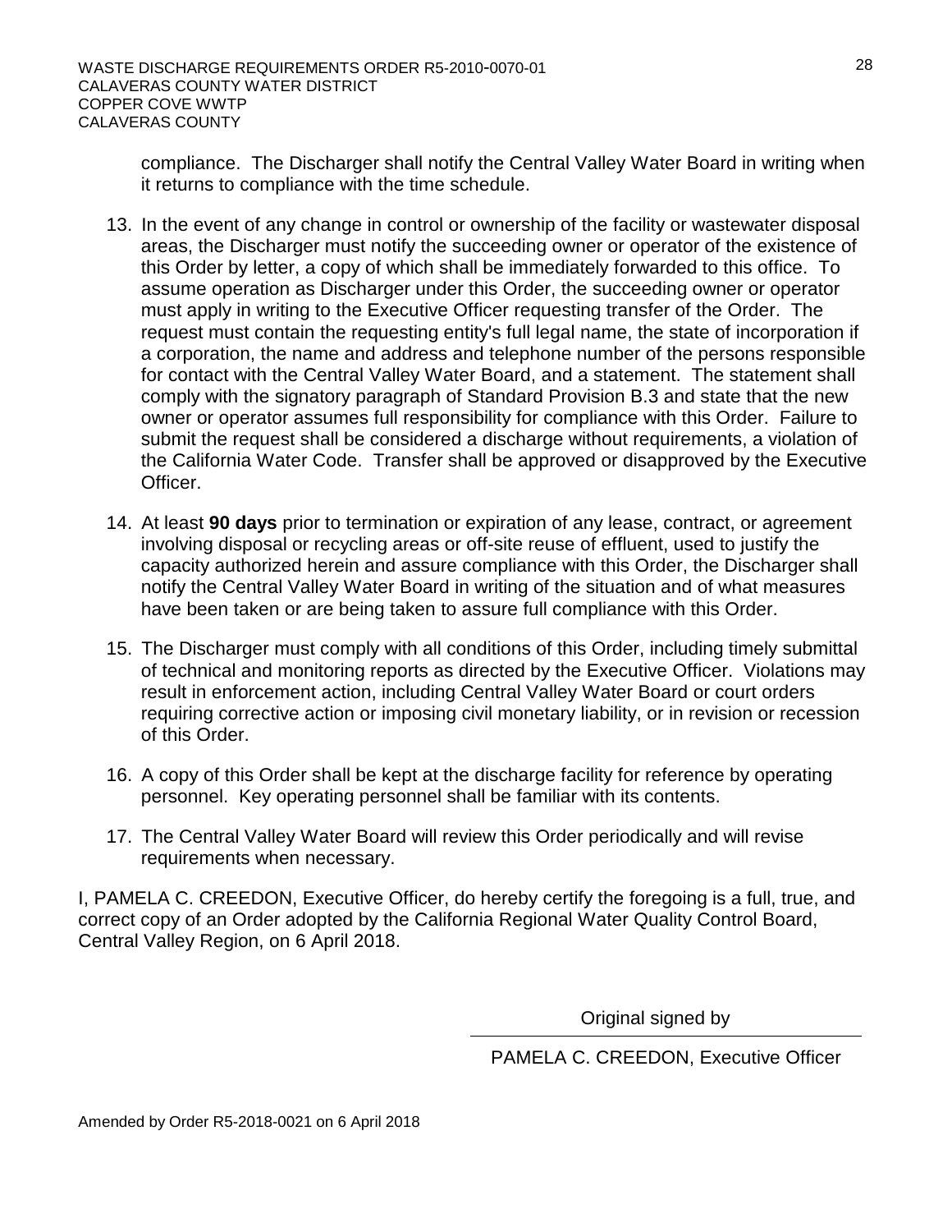compliance. The Discharger shall notify the Central Valley Water Board in writing when it returns to compliance with the time schedule.

13. In the event of any change in control or ownership of the facility or wastewater disposal areas, the Discharger must notify the succeeding owner or operator of the existence of this Order by letter, a copy of which shall be immediately forwarded to this office. To assume operation as Discharger under this Order, the succeeding owner or operator must apply in writing to the Executive Officer requesting transfer of the Order. The request must contain the requesting entity's full legal name, the state of incorporation if a corporation, the name and address and telephone number of the persons responsible for contact with the Central Valley Water Board, and a statement. The statement shall comply with the signatory paragraph of Standard Provision B.3 and state that the new owner or operator assumes full responsibility for compliance with this Order. Failure to submit the request shall be considered a discharge without requirements, a violation of the California Water Code. Transfer shall be approved or disapproved by the Executive Officer.

14. At least **90 days** prior to termination or expiration of any lease, contract, or agreement involving disposal or recycling areas or off-site reuse of effluent, used to justify the capacity authorized herein and assure compliance with this Order, the Discharger shall notify the Central Valley Water Board in writing of the situation and of what measures have been taken or are being taken to assure full compliance with this Order.

15. The Discharger must comply with all conditions of this Order, including timely submittal of technical and monitoring reports as directed by the Executive Officer. Violations may result in enforcement action, including Central Valley Water Board or court orders requiring corrective action or imposing civil monetary liability, or in revision or recession of this Order.

16. A copy of this Order shall be kept at the discharge facility for reference by operating personnel. Key operating personnel shall be familiar with its contents.

17. The Central Valley Water Board will review this Order periodically and will revise requirements when necessary.

I, PAMELA C. CREEDON, Executive Officer, do hereby certify the foregoing is a full, true, and correct copy of an Order adopted by the California Regional Water Quality Control Board, Central Valley Region, on 6 April 2018.

Original signed by

PAMELA C. CREEDON, Executive Officer

Amended by Order R5-2018-0021 on 6 April 2018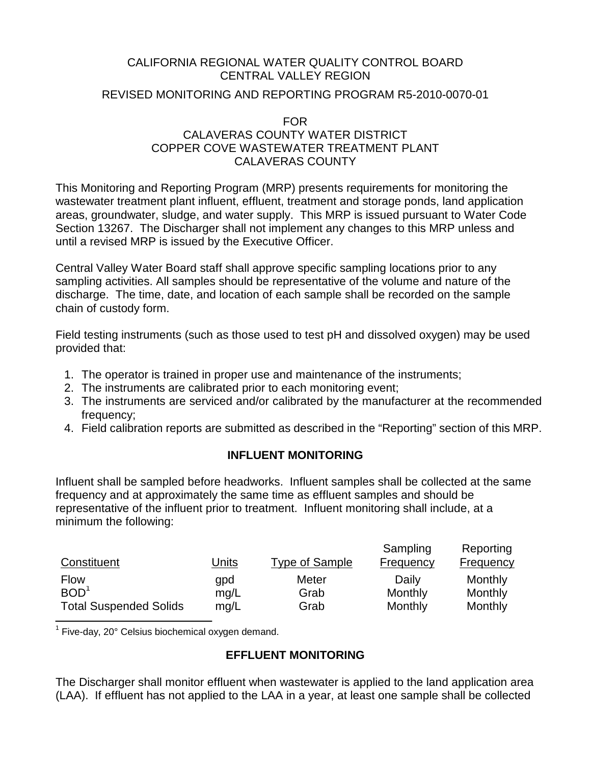CALIFORNIA REGIONAL WATER QUALITY CONTROL BOARD
CENTRAL VALLEY REGION

REVISED MONITORING AND REPORTING PROGRAM R5-2010-0070-01

FOR
CALAVERAS COUNTY WATER DISTRICT
COPPER COVE WASTEWATER TREATMENT PLANT
CALAVERAS COUNTY

This Monitoring and Reporting Program (MRP) presents requirements for monitoring the wastewater treatment plant influent, effluent, treatment and storage ponds, land application areas, groundwater, sludge, and water supply. This MRP is issued pursuant to Water Code Section 13267. The Discharger shall not implement any changes to this MRP unless and until a revised MRP is issued by the Executive Officer.

Central Valley Water Board staff shall approve specific sampling locations prior to any sampling activities. All samples should be representative of the volume and nature of the discharge. The time, date, and location of each sample shall be recorded on the sample chain of custody form.

Field testing instruments (such as those used to test pH and dissolved oxygen) may be used provided that:

1. The operator is trained in proper use and maintenance of the instruments;
2. The instruments are calibrated prior to each monitoring event;
3. The instruments are serviced and/or calibrated by the manufacturer at the recommended frequency;
4. Field calibration reports are submitted as described in the "Reporting" section of this MRP.

## INFLUENT MONITORING

Influent shall be sampled before headworks. Influent samples shall be collected at the same frequency and at approximately the same time as effluent samples and should be representative of the influent prior to treatment. Influent monitoring shall include, at a minimum the following:

| Constituent | Units | Type of Sample | Sampling Frequency | Reporting Frequency |
|---|---|---|---|---|
| Flow | gpd | Meter | Daily | Monthly |
| BOD[1] | mg/L | Grab | Monthly | Monthly |
| Total Suspended Solids | mg/L | Grab | Monthly | Monthly |

[1] Five-day, 20° Celsius biochemical oxygen demand.

## EFFLUENT MONITORING

The Discharger shall monitor effluent when wastewater is applied to the land application area (LAA). If effluent has not applied to the LAA in a year, at least one sample shall be collected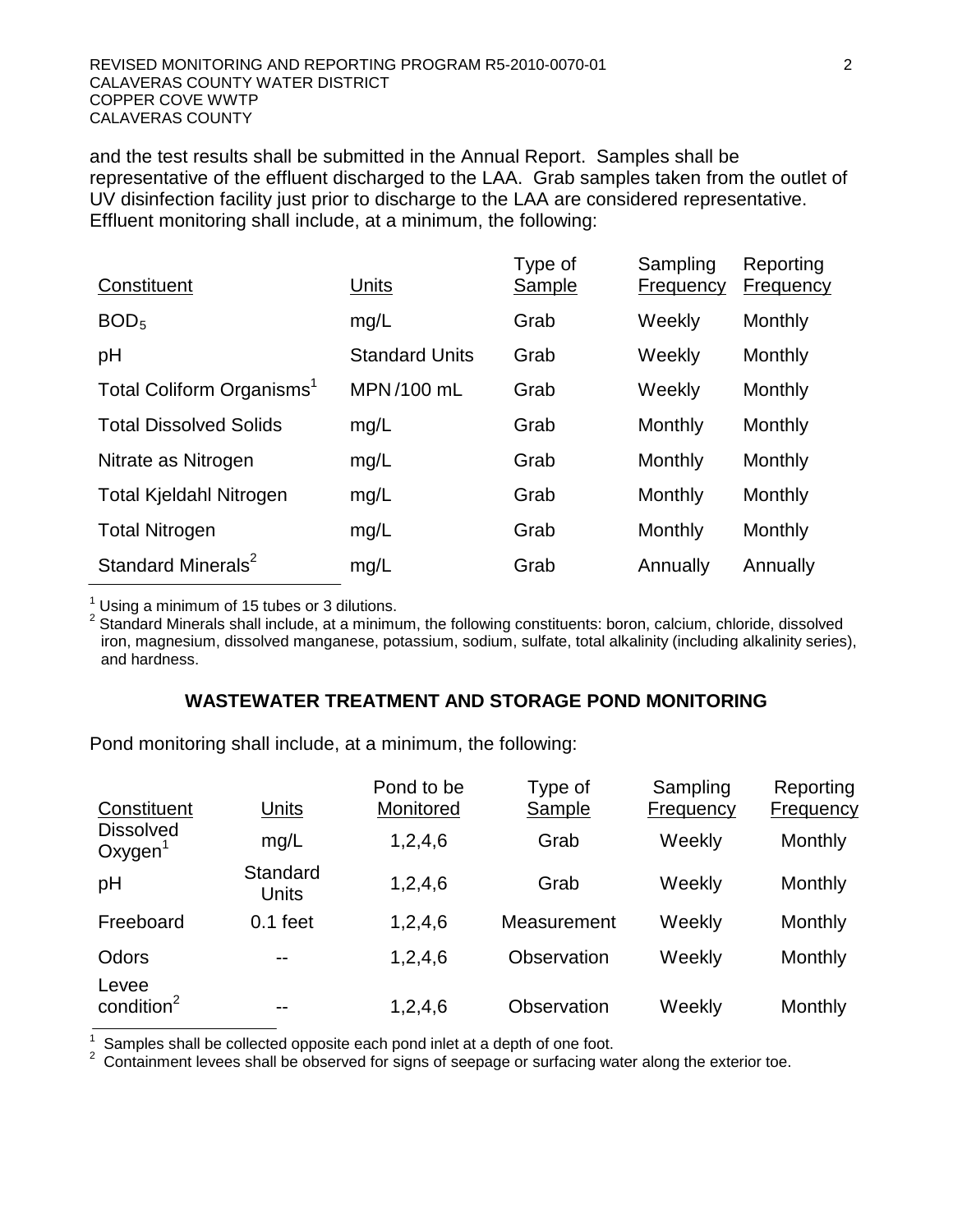and the test results shall be submitted in the Annual Report. Samples shall be representative of the effluent discharged to the LAA. Grab samples taken from the outlet of UV disinfection facility just prior to discharge to the LAA are considered representative. Effluent monitoring shall include, at a minimum, the following:

| Constituent | Units | Type of Sample | Sampling Frequency | Reporting Frequency |
|---|---|---|---|---|
| $BOD_5$ | mg/L | Grab | Weekly | Monthly |
| pH | Standard Units | Grab | Weekly | Monthly |
| Total Coliform Organisms[1] | MPN/100 mL | Grab | Weekly | Monthly |
| Total Dissolved Solids | mg/L | Grab | Monthly | Monthly |
| Nitrate as Nitrogen | mg/L | Grab | Monthly | Monthly |
| Total Kjeldahl Nitrogen | mg/L | Grab | Monthly | Monthly |
| Total Nitrogen | mg/L | Grab | Monthly | Monthly |
| Standard Minerals[2] | mg/L | Grab | Annually | Annually |

[1] Using a minimum of 15 tubes or 3 dilutions.
[2] Standard Minerals shall include, at a minimum, the following constituents: boron, calcium, chloride, dissolved iron, magnesium, dissolved manganese, potassium, sodium, sulfate, total alkalinity (including alkalinity series), and hardness.

## WASTEWATER TREATMENT AND STORAGE POND MONITORING

Pond monitoring shall include, at a minimum, the following:

| Constituent | Units | Pond to be Monitored | Type of Sample | Sampling Frequency | Reporting Frequency |
|---|---|---|---|---|---|
| Dissolved Oxygen[1] | mg/L | 1,2,4,6 | Grab | Weekly | Monthly |
| pH | Standard Units | 1,2,4,6 | Grab | Weekly | Monthly |
| Freeboard | 0.1 feet | 1,2,4,6 | Measurement | Weekly | Monthly |
| Odors | -- | 1,2,4,6 | Observation | Weekly | Monthly |
| Levee condition[2] | -- | 1,2,4,6 | Observation | Weekly | Monthly |

[1] Samples shall be collected opposite each pond inlet at a depth of one foot.
[2] Containment levees shall be observed for signs of seepage or surfacing water along the exterior toe.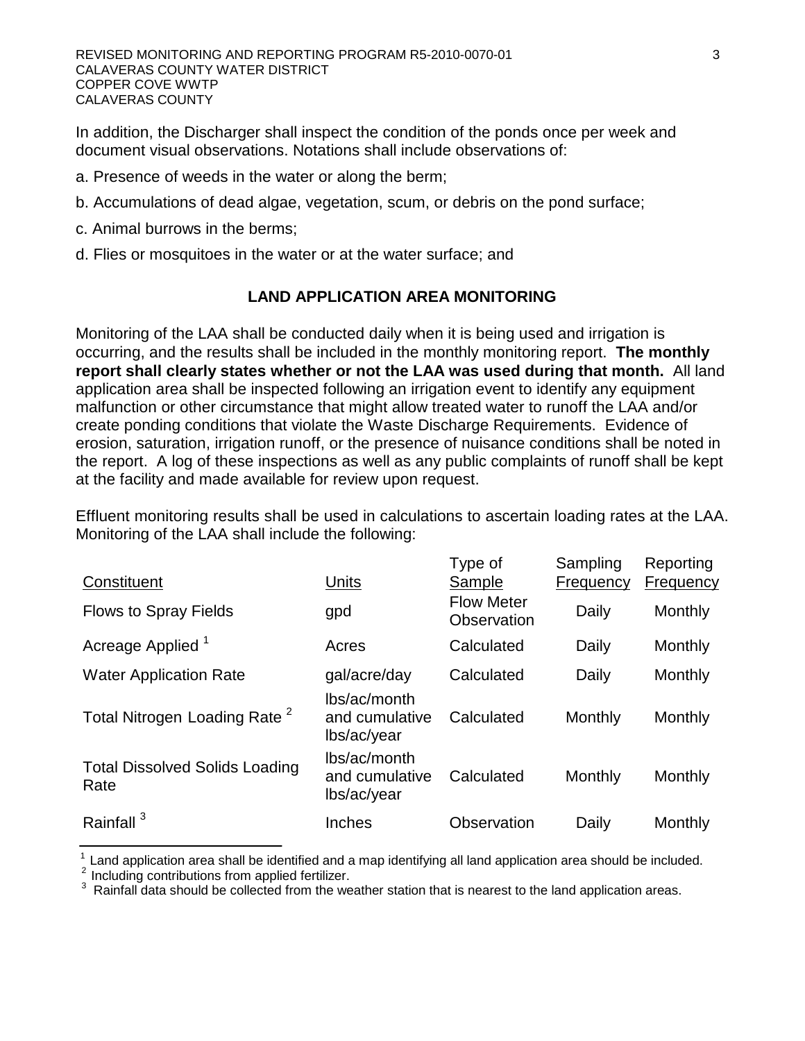In addition, the Discharger shall inspect the condition of the ponds once per week and document visual observations. Notations shall include observations of:

a. Presence of weeds in the water or along the berm;

b. Accumulations of dead algae, vegetation, scum, or debris on the pond surface;

c. Animal burrows in the berms;

d. Flies or mosquitoes in the water or at the water surface; and

## LAND APPLICATION AREA MONITORING

Monitoring of the LAA shall be conducted daily when it is being used and irrigation is occurring, and the results shall be included in the monthly monitoring report. **The monthly report shall clearly states whether or not the LAA was used during that month.** All land application area shall be inspected following an irrigation event to identify any equipment malfunction or other circumstance that might allow treated water to runoff the LAA and/or create ponding conditions that violate the Waste Discharge Requirements. Evidence of erosion, saturation, irrigation runoff, or the presence of nuisance conditions shall be noted in the report. A log of these inspections as well as any public complaints of runoff shall be kept at the facility and made available for review upon request.

Effluent monitoring results shall be used in calculations to ascertain loading rates at the LAA. Monitoring of the LAA shall include the following:

| Constituent | Units | Type of Sample | Sampling Frequency | Reporting Frequency |
|---|---|---|---|---|
| Flows to Spray Fields | gpd | Flow Meter Observation | Daily | Monthly |
| Acreage Applied [1] | Acres | Calculated | Daily | Monthly |
| Water Application Rate | gal/acre/day | Calculated | Daily | Monthly |
| Total Nitrogen Loading Rate [2] | lbs/ac/month and cumulative lbs/ac/year | Calculated | Monthly | Monthly |
| Total Dissolved Solids Loading Rate | lbs/ac/month and cumulative lbs/ac/year | Calculated | Monthly | Monthly |
| Rainfall [3] | Inches | Observation | Daily | Monthly |

[1] Land application area shall be identified and a map identifying all land application area should be included.
[2] Including contributions from applied fertilizer.
[3] Rainfall data should be collected from the weather station that is nearest to the land application areas.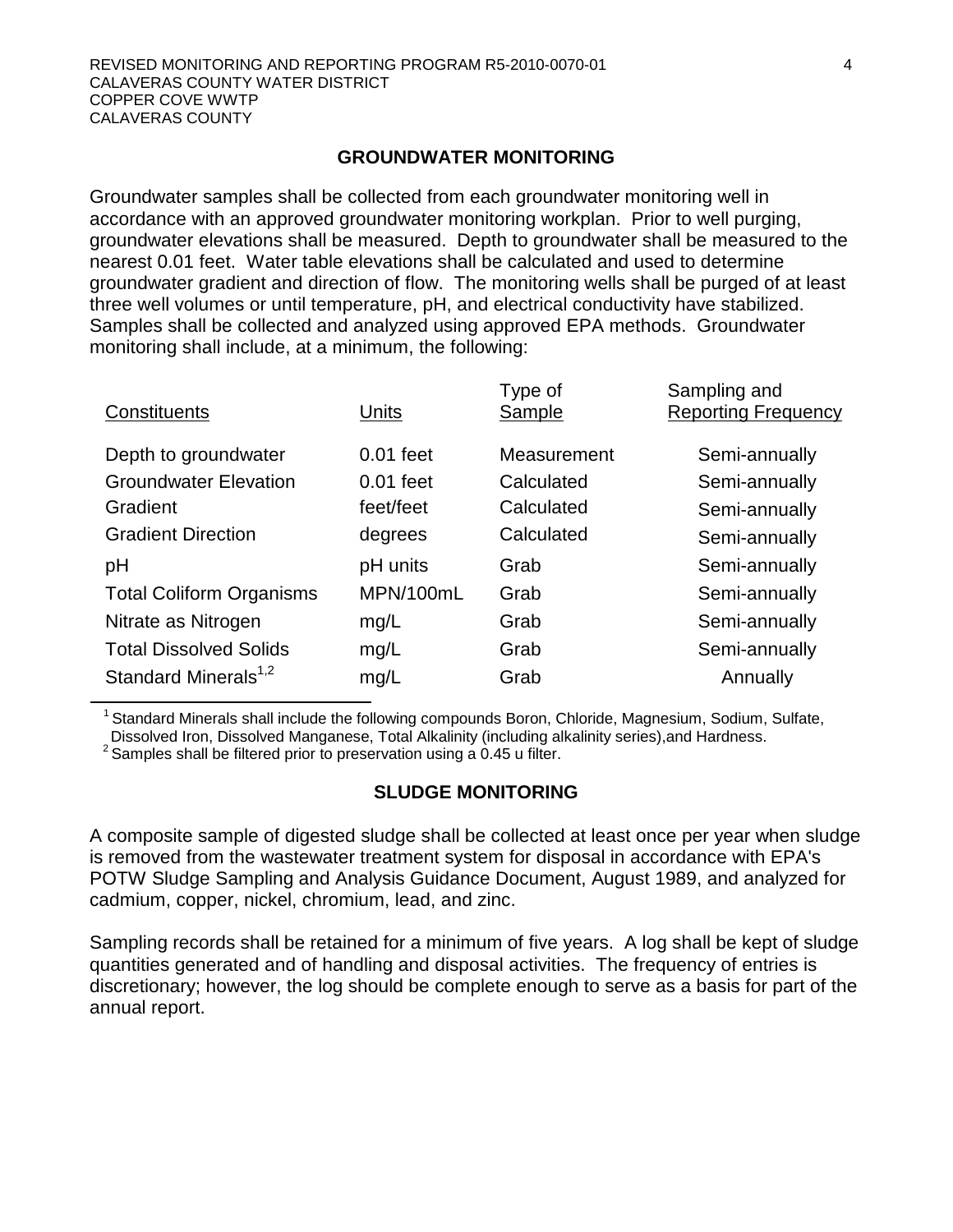## GROUNDWATER MONITORING

Groundwater samples shall be collected from each groundwater monitoring well in accordance with an approved groundwater monitoring workplan. Prior to well purging, groundwater elevations shall be measured. Depth to groundwater shall be measured to the nearest 0.01 feet. Water table elevations shall be calculated and used to determine groundwater gradient and direction of flow. The monitoring wells shall be purged of at least three well volumes or until temperature, pH, and electrical conductivity have stabilized. Samples shall be collected and analyzed using approved EPA methods. Groundwater monitoring shall include, at a minimum, the following:

| Constituents | Units | Type of Sample | Sampling and Reporting Frequency |
|---|---|---|---|
| Depth to groundwater | 0.01 feet | Measurement | Semi-annually |
| Groundwater Elevation | 0.01 feet | Calculated | Semi-annually |
| Gradient | feet/feet | Calculated | Semi-annually |
| Gradient Direction | degrees | Calculated | Semi-annually |
| pH | pH units | Grab | Semi-annually |
| Total Coliform Organisms | MPN/100mL | Grab | Semi-annually |
| Nitrate as Nitrogen | mg/L | Grab | Semi-annually |
| Total Dissolved Solids | mg/L | Grab | Semi-annually |
| Standard Minerals[1,2] | mg/L | Grab | Annually |

[1] Standard Minerals shall include the following compounds Boron, Chloride, Magnesium, Sodium, Sulfate, Dissolved Iron, Dissolved Manganese, Total Alkalinity (including alkalinity series),and Hardness.
[2] Samples shall be filtered prior to preservation using a 0.45 u filter.

## SLUDGE MONITORING

A composite sample of digested sludge shall be collected at least once per year when sludge is removed from the wastewater treatment system for disposal in accordance with EPA's POTW Sludge Sampling and Analysis Guidance Document, August 1989, and analyzed for cadmium, copper, nickel, chromium, lead, and zinc.

Sampling records shall be retained for a minimum of five years. A log shall be kept of sludge quantities generated and of handling and disposal activities. The frequency of entries is discretionary; however, the log should be complete enough to serve as a basis for part of the annual report.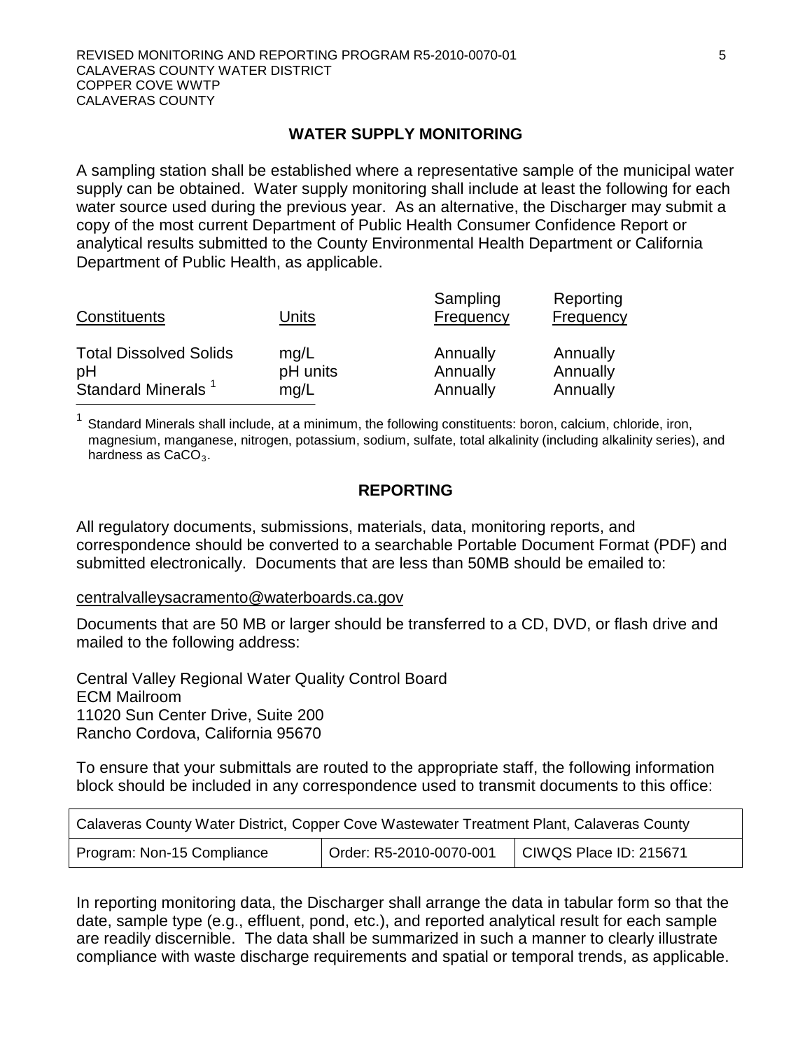## WATER SUPPLY MONITORING

A sampling station shall be established where a representative sample of the municipal water supply can be obtained. Water supply monitoring shall include at least the following for each water source used during the previous year. As an alternative, the Discharger may submit a copy of the most current Department of Public Health Consumer Confidence Report or analytical results submitted to the County Environmental Health Department or California Department of Public Health, as applicable.

| Constituents | Units | Sampling Frequency | Reporting Frequency |
|---|---|---|---|
| Total Dissolved Solids | mg/L | Annually | Annually |
| pH | pH units | Annually | Annually |
| Standard Minerals [1] | mg/L | Annually | Annually |

[1] Standard Minerals shall include, at a minimum, the following constituents: boron, calcium, chloride, iron, magnesium, manganese, nitrogen, potassium, sodium, sulfate, total alkalinity (including alkalinity series), and hardness as $CaCO_3$.

## REPORTING

All regulatory documents, submissions, materials, data, monitoring reports, and correspondence should be converted to a searchable Portable Document Format (PDF) and submitted electronically. Documents that are less than 50MB should be emailed to:

centralvalleysacramento@waterboards.ca.gov

Documents that are 50 MB or larger should be transferred to a CD, DVD, or flash drive and mailed to the following address:

Central Valley Regional Water Quality Control Board
ECM Mailroom
11020 Sun Center Drive, Suite 200
Rancho Cordova, California 95670

To ensure that your submittals are routed to the appropriate staff, the following information block should be included in any correspondence used to transmit documents to this office:

| Calaveras County Water District, Copper Cove Wastewater Treatment Plant, Calaveras County | | |
|---|---|---|
| Program: Non-15 Compliance | Order: R5-2010-0070-001 | CIWQS Place ID: 215671 |

In reporting monitoring data, the Discharger shall arrange the data in tabular form so that the date, sample type (e.g., effluent, pond, etc.), and reported analytical result for each sample are readily discernible. The data shall be summarized in such a manner to clearly illustrate compliance with waste discharge requirements and spatial or temporal trends, as applicable.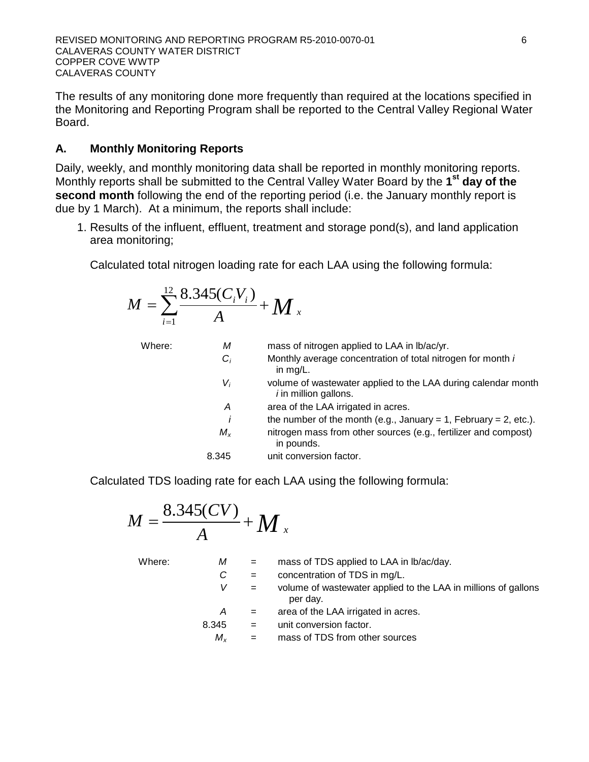The results of any monitoring done more frequently than required at the locations specified in the Monitoring and Reporting Program shall be reported to the Central Valley Regional Water Board.

### A. Monthly Monitoring Reports

Daily, weekly, and monthly monitoring data shall be reported in monthly monitoring reports. Monthly reports shall be submitted to the Central Valley Water Board by the **1st day of the second month** following the end of the reporting period (i.e. the January monthly report is due by 1 March). At a minimum, the reports shall include:

1. Results of the influent, effluent, treatment and storage pond(s), and land application area monitoring;

   Calculated total nitrogen loading rate for each LAA using the following formula:

$$M = \sum_{i=1}^{12} \frac{8.345(C_i V_i)}{A} + M_x$$

| Where: | | |
|---|---|---|
| | $M$ | mass of nitrogen applied to LAA in lb/ac/yr. |
| | $C_i$ | Monthly average concentration of total nitrogen for month *i* in mg/L. |
| | $V_i$ | volume of wastewater applied to the LAA during calendar month *i* in million gallons. |
| | $A$ | area of the LAA irrigated in acres. |
| | $i$ | the number of the month (e.g., January = 1, February = 2, etc.). |
| | $M_x$ | nitrogen mass from other sources (e.g., fertilizer and compost) in pounds. |
| | 8.345 | unit conversion factor. |

   Calculated TDS loading rate for each LAA using the following formula:

$$M = \frac{8.345(CV)}{A} + M_x$$

| Where: | | | |
|---|---|---|---|
| | $M$ | = | mass of TDS applied to LAA in lb/ac/day. |
| | $C$ | = | concentration of TDS in mg/L. |
| | $V$ | = | volume of wastewater applied to the LAA in millions of gallons per day. |
| | $A$ | = | area of the LAA irrigated in acres. |
| | 8.345 | = | unit conversion factor. |
| | $M_x$ | = | mass of TDS from other sources |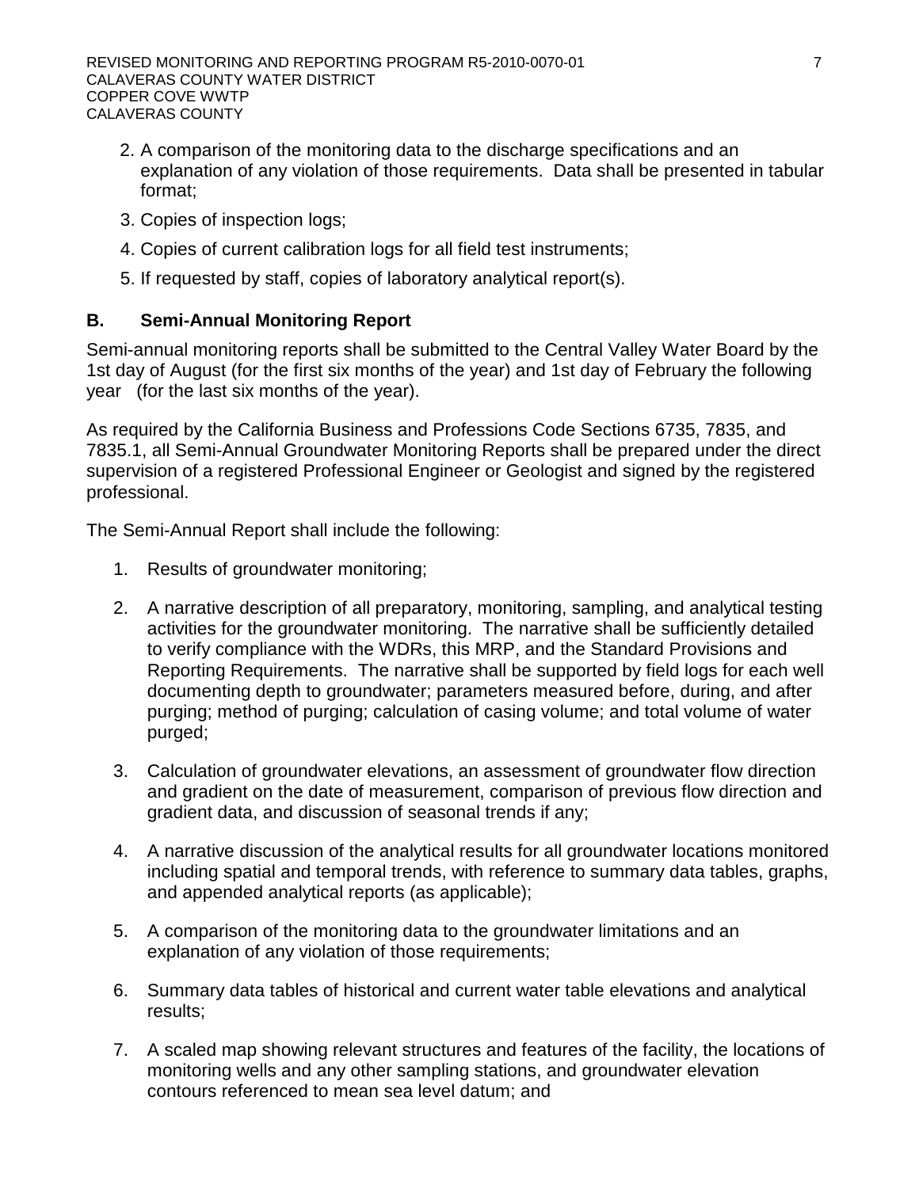2. A comparison of the monitoring data to the discharge specifications and an explanation of any violation of those requirements. Data shall be presented in tabular format;
3. Copies of inspection logs;
4. Copies of current calibration logs for all field test instruments;
5. If requested by staff, copies of laboratory analytical report(s).

## B. Semi-Annual Monitoring Report

Semi-annual monitoring reports shall be submitted to the Central Valley Water Board by the 1st day of August (for the first six months of the year) and 1st day of February the following year (for the last six months of the year).

As required by the California Business and Professions Code Sections 6735, 7835, and 7835.1, all Semi-Annual Groundwater Monitoring Reports shall be prepared under the direct supervision of a registered Professional Engineer or Geologist and signed by the registered professional.

The Semi-Annual Report shall include the following:

1. Results of groundwater monitoring;
2. A narrative description of all preparatory, monitoring, sampling, and analytical testing activities for the groundwater monitoring. The narrative shall be sufficiently detailed to verify compliance with the WDRs, this MRP, and the Standard Provisions and Reporting Requirements. The narrative shall be supported by field logs for each well documenting depth to groundwater; parameters measured before, during, and after purging; method of purging; calculation of casing volume; and total volume of water purged;
3. Calculation of groundwater elevations, an assessment of groundwater flow direction and gradient on the date of measurement, comparison of previous flow direction and gradient data, and discussion of seasonal trends if any;
4. A narrative discussion of the analytical results for all groundwater locations monitored including spatial and temporal trends, with reference to summary data tables, graphs, and appended analytical reports (as applicable);
5. A comparison of the monitoring data to the groundwater limitations and an explanation of any violation of those requirements;
6. Summary data tables of historical and current water table elevations and analytical results;
7. A scaled map showing relevant structures and features of the facility, the locations of monitoring wells and any other sampling stations, and groundwater elevation contours referenced to mean sea level datum; and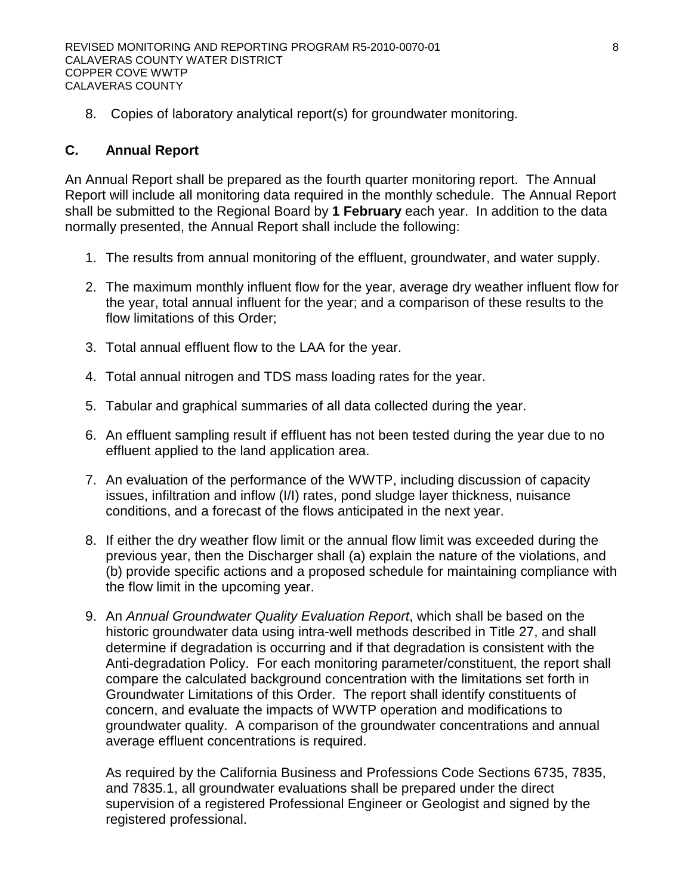8. Copies of laboratory analytical report(s) for groundwater monitoring.

## C. Annual Report

An Annual Report shall be prepared as the fourth quarter monitoring report. The Annual Report will include all monitoring data required in the monthly schedule. The Annual Report shall be submitted to the Regional Board by **1 February** each year. In addition to the data normally presented, the Annual Report shall include the following:

1. The results from annual monitoring of the effluent, groundwater, and water supply.

2. The maximum monthly influent flow for the year, average dry weather influent flow for the year, total annual influent for the year; and a comparison of these results to the flow limitations of this Order;

3. Total annual effluent flow to the LAA for the year.

4. Total annual nitrogen and TDS mass loading rates for the year.

5. Tabular and graphical summaries of all data collected during the year.

6. An effluent sampling result if effluent has not been tested during the year due to no effluent applied to the land application area.

7. An evaluation of the performance of the WWTP, including discussion of capacity issues, infiltration and inflow (I/I) rates, pond sludge layer thickness, nuisance conditions, and a forecast of the flows anticipated in the next year.

8. If either the dry weather flow limit or the annual flow limit was exceeded during the previous year, then the Discharger shall (a) explain the nature of the violations, and (b) provide specific actions and a proposed schedule for maintaining compliance with the flow limit in the upcoming year.

9. An *Annual Groundwater Quality Evaluation Report*, which shall be based on the historic groundwater data using intra-well methods described in Title 27, and shall determine if degradation is occurring and if that degradation is consistent with the Anti-degradation Policy. For each monitoring parameter/constituent, the report shall compare the calculated background concentration with the limitations set forth in Groundwater Limitations of this Order. The report shall identify constituents of concern, and evaluate the impacts of WWTP operation and modifications to groundwater quality. A comparison of the groundwater concentrations and annual average effluent concentrations is required.

   As required by the California Business and Professions Code Sections 6735, 7835, and 7835.1, all groundwater evaluations shall be prepared under the direct supervision of a registered Professional Engineer or Geologist and signed by the registered professional.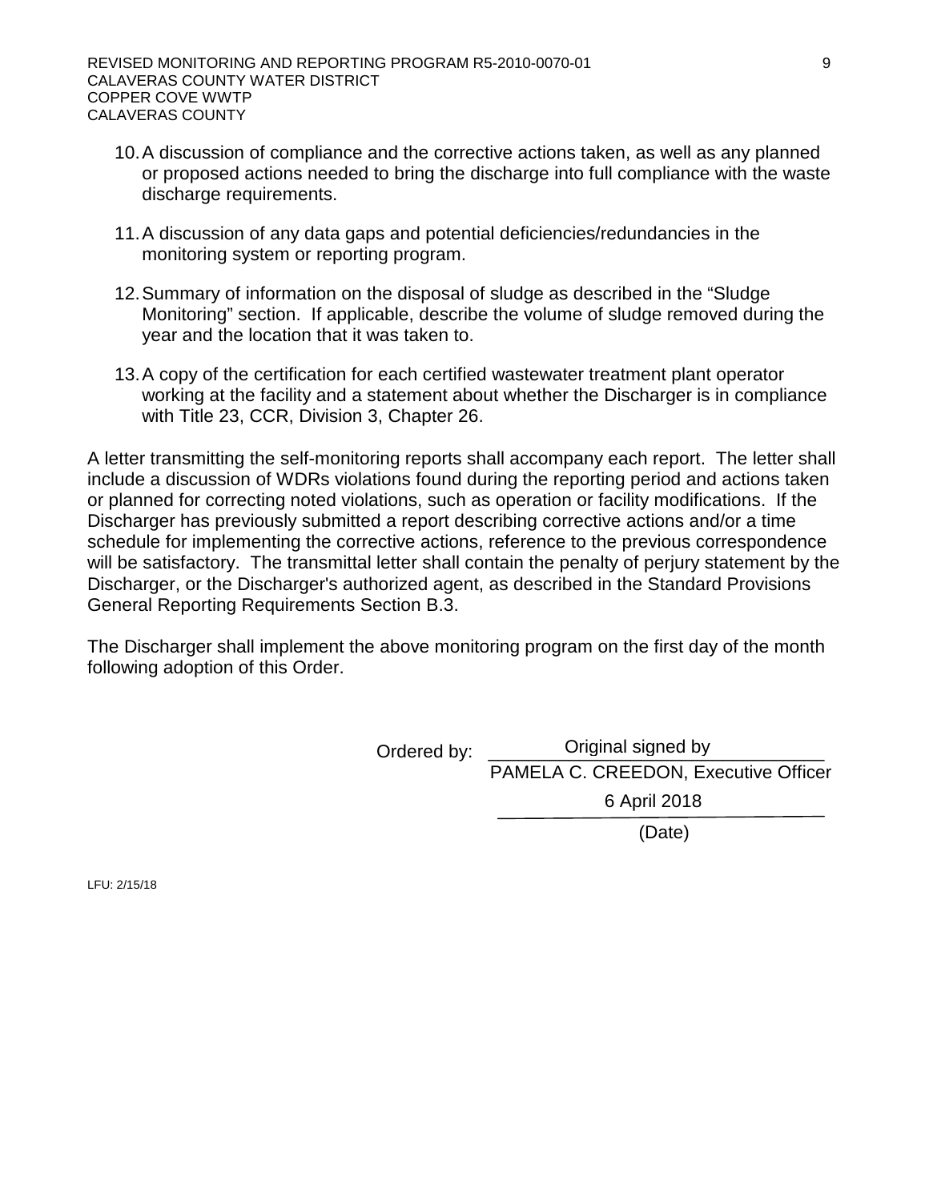10. A discussion of compliance and the corrective actions taken, as well as any planned or proposed actions needed to bring the discharge into full compliance with the waste discharge requirements.

11. A discussion of any data gaps and potential deficiencies/redundancies in the monitoring system or reporting program.

12. Summary of information on the disposal of sludge as described in the "Sludge Monitoring" section. If applicable, describe the volume of sludge removed during the year and the location that it was taken to.

13. A copy of the certification for each certified wastewater treatment plant operator working at the facility and a statement about whether the Discharger is in compliance with Title 23, CCR, Division 3, Chapter 26.

A letter transmitting the self-monitoring reports shall accompany each report. The letter shall include a discussion of WDRs violations found during the reporting period and actions taken or planned for correcting noted violations, such as operation or facility modifications. If the Discharger has previously submitted a report describing corrective actions and/or a time schedule for implementing the corrective actions, reference to the previous correspondence will be satisfactory. The transmittal letter shall contain the penalty of perjury statement by the Discharger, or the Discharger's authorized agent, as described in the Standard Provisions General Reporting Requirements Section B.3.

The Discharger shall implement the above monitoring program on the first day of the month following adoption of this Order.

Ordered by: Original signed by
PAMELA C. CREEDON, Executive Officer

6 April 2018
(Date)

LFU: 2/15/18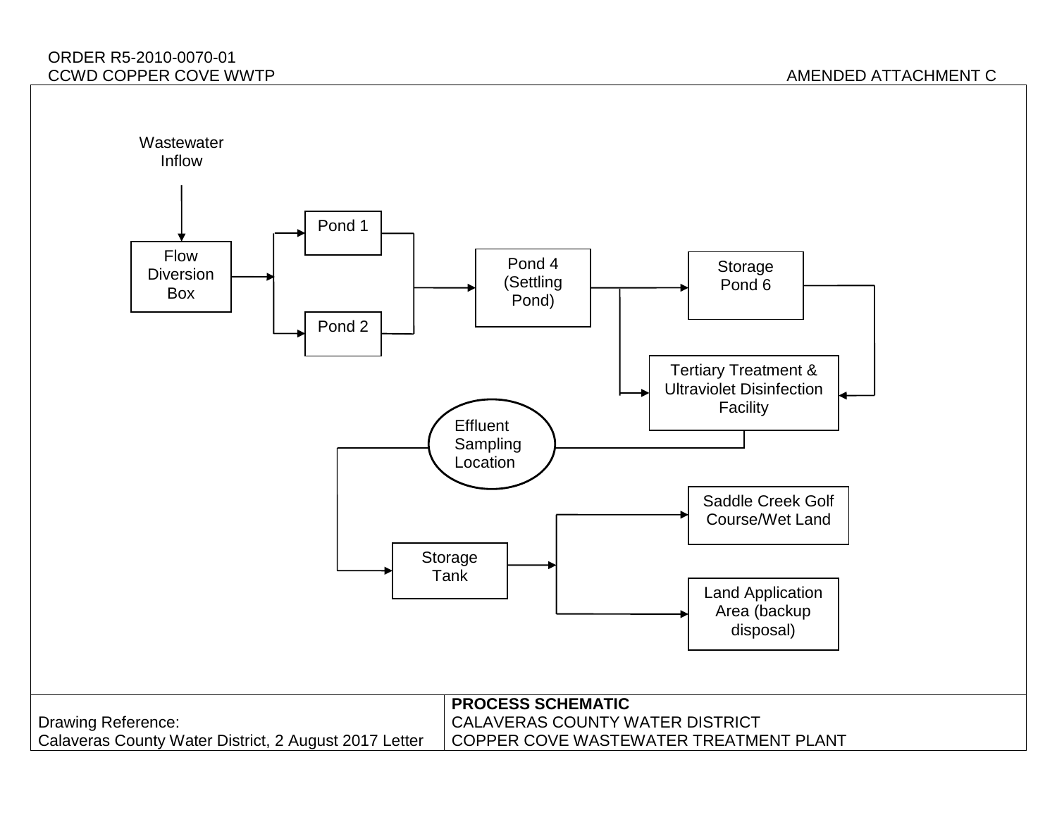Wastewater Inflow

Flow Diversion Box

Pond 1

Pond 2

Pond 4 (Settling Pond)

Storage Pond 6

Tertiary Treatment & Ultraviolet Disinfection Facility

Effluent Sampling Location

Storage Tank

Saddle Creek Golf Course/Wet Land

Land Application Area (backup disposal)

| | |
|---|---|
| Drawing Reference: Calaveras County Water District, 2 August 2017 Letter | **PROCESS SCHEMATIC** CALAVERAS COUNTY WATER DISTRICT COPPER COVE WASTEWATER TREATMENT PLANT |